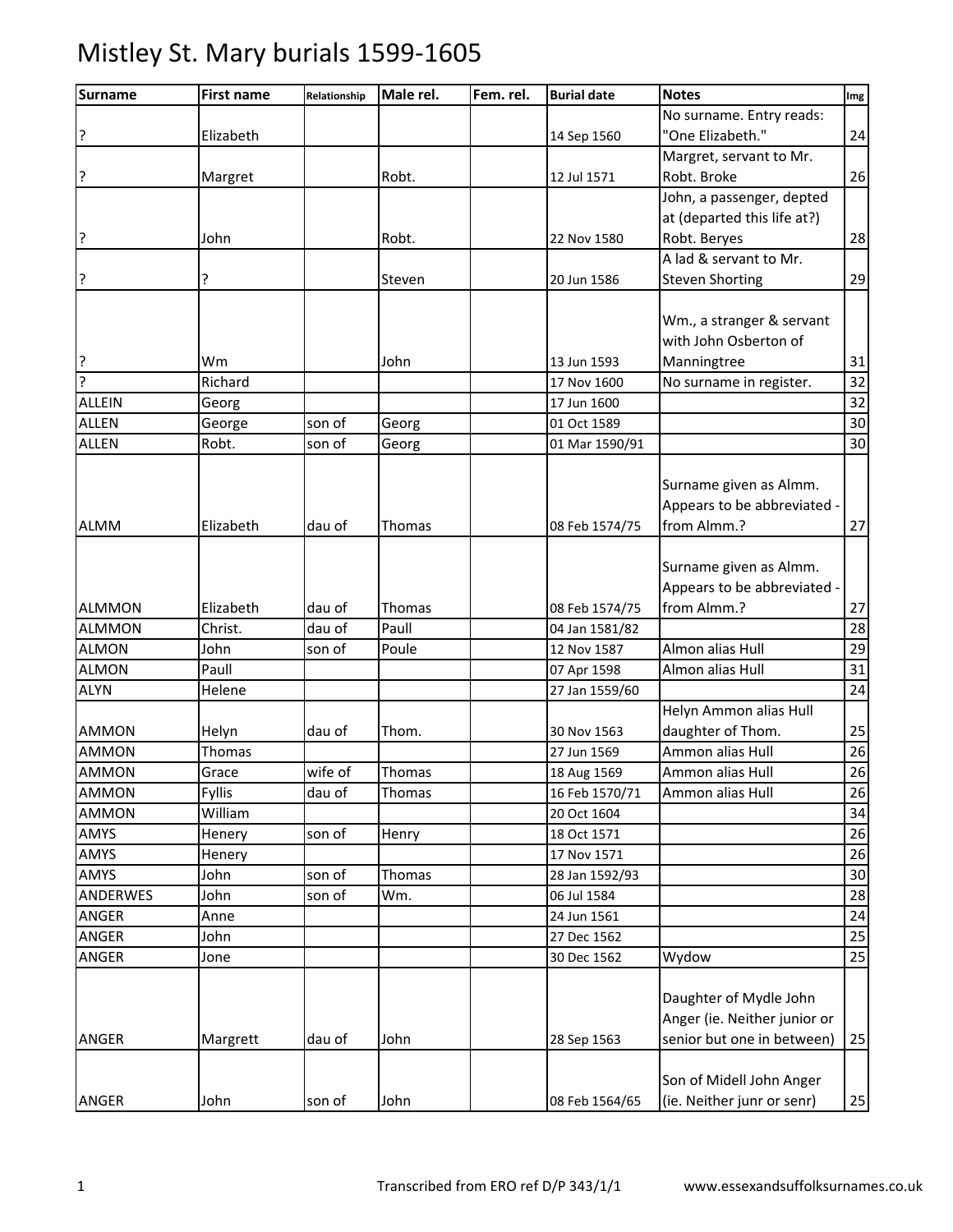# Mistley St. Mary burials 1599-1605

| Surname | First name | Relationship | Male rel. | Fem. rel. | Burial date | Notes | Img |
|---|---|---|---|---|---|---|---|
| ? | Elizabeth | | | | 14 Sep 1560 | No surname. Entry reads: "One Elizabeth." | 24 |
| ? | Margret | | Robt. | | 12 Jul 1571 | Margret, servant to Mr. Robt. Broke | 26 |
| ? | John | | Robt. | | 22 Nov 1580 | John, a passenger, depted at (departed this life at?) Robt. Beryes | 28 |
| ? | ? | | Steven | | 20 Jun 1586 | A lad & servant to Mr. Steven Shorting | 29 |
| ? | Wm | | John | | 13 Jun 1593 | Wm., a stranger & servant with John Osberton of Manningtree | 31 |
| ? | Richard | | | | 17 Nov 1600 | No surname in register. | 32 |
| ALLEIN | Georg | | | | 17 Jun 1600 | | 32 |
| ALLEN | George | son of | Georg | | 01 Oct 1589 | | 30 |
| ALLEN | Robt. | son of | Georg | | 01 Mar 1590/91 | | 30 |
| ALMM | Elizabeth | dau of | Thomas | | 08 Feb 1574/75 | Surname given as Almm. Appears to be abbreviated - from Almm.? | 27 |
| ALMMON | Elizabeth | dau of | Thomas | | 08 Feb 1574/75 | Surname given as Almm. Appears to be abbreviated - from Almm.? | 27 |
| ALMMON | Christ. | dau of | Paull | | 04 Jan 1581/82 | | 28 |
| ALMON | John | son of | Poule | | 12 Nov 1587 | Almon alias Hull | 29 |
| ALMON | Paull | | | | 07 Apr 1598 | Almon alias Hull | 31 |
| ALYN | Helene | | | | 27 Jan 1559/60 | | 24 |
| AMMON | Helyn | dau of | Thom. | | 30 Nov 1563 | Helyn Ammon alias Hull daughter of Thom. | 25 |
| AMMON | Thomas | | | | 27 Jun 1569 | Ammon alias Hull | 26 |
| AMMON | Grace | wife of | Thomas | | 18 Aug 1569 | Ammon alias Hull | 26 |
| AMMON | Fyllis | dau of | Thomas | | 16 Feb 1570/71 | Ammon alias Hull | 26 |
| AMMON | William | | | | 20 Oct 1604 | | 34 |
| AMYS | Henery | son of | Henry | | 18 Oct 1571 | | 26 |
| AMYS | Henery | | | | 17 Nov 1571 | | 26 |
| AMYS | John | son of | Thomas | | 28 Jan 1592/93 | | 30 |
| ANDERWES | John | son of | Wm. | | 06 Jul 1584 | | 28 |
| ANGER | Anne | | | | 24 Jun 1561 | | 24 |
| ANGER | John | | | | 27 Dec 1562 | | 25 |
| ANGER | Jone | | | | 30 Dec 1562 | Wydow | 25 |
| ANGER | Margrett | dau of | John | | 28 Sep 1563 | Daughter of Mydle John Anger (ie. Neither junior or senior but one in between) | 25 |
| ANGER | John | son of | John | | 08 Feb 1564/65 | Son of Midell John Anger (ie. Neither junr or senr) | 25 |

Transcribed from ERO ref D/P 343/1/1 www.essexandsuffolksurnames.co.uk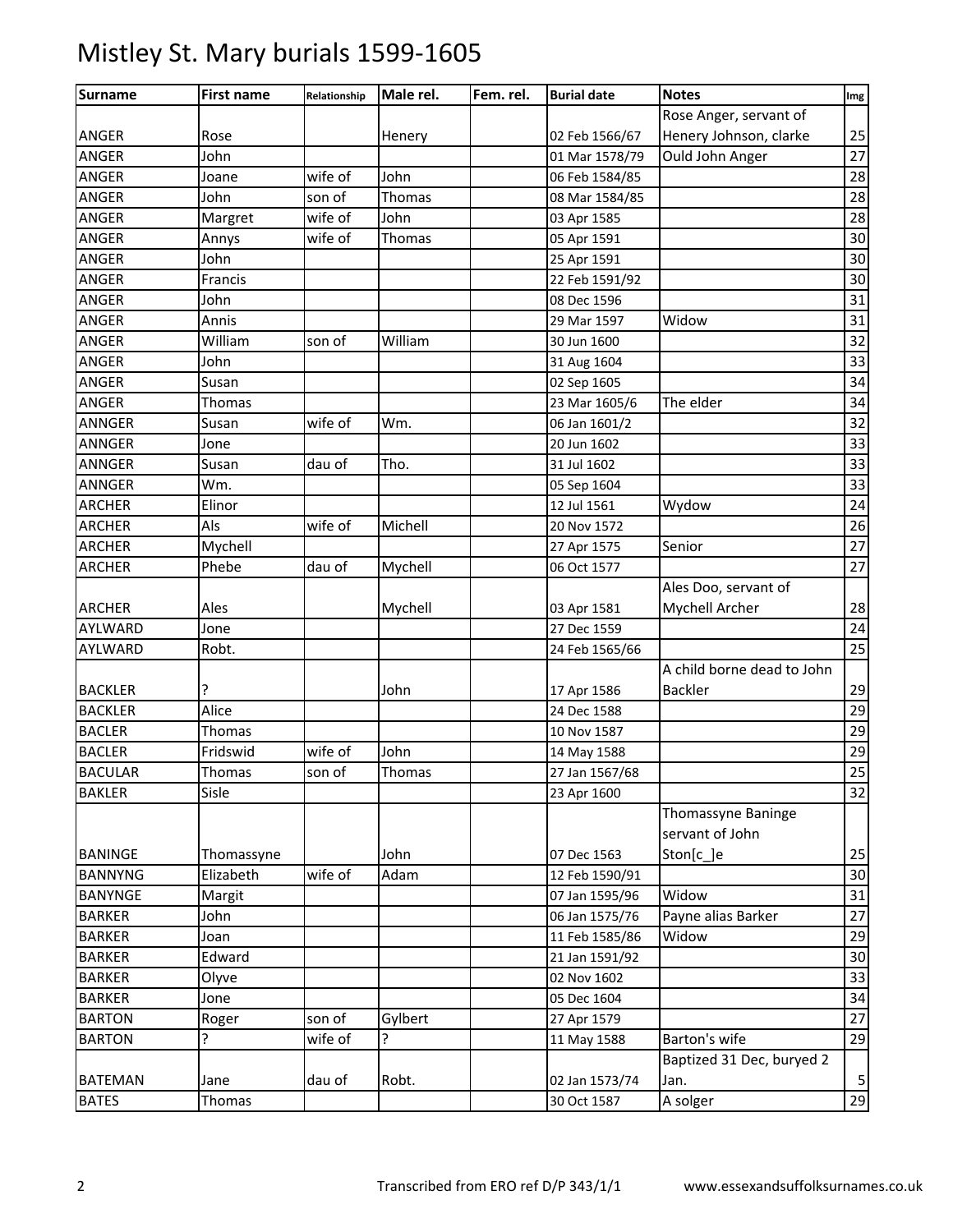# Mistley St. Mary burials 1599-1605

| Surname | First name | Relationship | Male rel. | Fem. rel. | Burial date | Notes | Img |
|---|---|---|---|---|---|---|---|
| ANGER | Rose | | Henery | | 02 Feb 1566/67 | Rose Anger, servant of Henery Johnson, clarke | 25 |
| ANGER | John | | | | 01 Mar 1578/79 | Ould John Anger | 27 |
| ANGER | Joane | wife of | John | | 06 Feb 1584/85 | | 28 |
| ANGER | John | son of | Thomas | | 08 Mar 1584/85 | | 28 |
| ANGER | Margret | wife of | John | | 03 Apr 1585 | | 28 |
| ANGER | Annys | wife of | Thomas | | 05 Apr 1591 | | 30 |
| ANGER | John | | | | 25 Apr 1591 | | 30 |
| ANGER | Francis | | | | 22 Feb 1591/92 | | 30 |
| ANGER | John | | | | 08 Dec 1596 | | 31 |
| ANGER | Annis | | | | 29 Mar 1597 | Widow | 31 |
| ANGER | William | son of | William | | 30 Jun 1600 | | 32 |
| ANGER | John | | | | 31 Aug 1604 | | 33 |
| ANGER | Susan | | | | 02 Sep 1605 | | 34 |
| ANGER | Thomas | | | | 23 Mar 1605/6 | The elder | 34 |
| ANNGER | Susan | wife of | Wm. | | 06 Jan 1601/2 | | 32 |
| ANNGER | Jone | | | | 20 Jun 1602 | | 33 |
| ANNGER | Susan | dau of | Tho. | | 31 Jul 1602 | | 33 |
| ANNGER | Wm. | | | | 05 Sep 1604 | | 33 |
| ARCHER | Elinor | | | | 12 Jul 1561 | Wydow | 24 |
| ARCHER | Als | wife of | Michell | | 20 Nov 1572 | | 26 |
| ARCHER | Mychell | | | | 27 Apr 1575 | Senior | 27 |
| ARCHER | Phebe | dau of | Mychell | | 06 Oct 1577 | | 27 |
| ARCHER | Ales | | Mychell | | 03 Apr 1581 | Ales Doo, servant of Mychell Archer | 28 |
| AYLWARD | Jone | | | | 27 Dec 1559 | | 24 |
| AYLWARD | Robt. | | | | 24 Feb 1565/66 | | 25 |
| BACKLER | ? | | John | | 17 Apr 1586 | A child borne dead to John Backler | 29 |
| BACKLER | Alice | | | | 24 Dec 1588 | | 29 |
| BACLER | Thomas | | | | 10 Nov 1587 | | 29 |
| BACLER | Fridswid | wife of | John | | 14 May 1588 | | 29 |
| BACULAR | Thomas | son of | Thomas | | 27 Jan 1567/68 | | 25 |
| BAKLER | Sisle | | | | 23 Apr 1600 | | 32 |
| BANINGE | Thomassyne | | John | | 07 Dec 1563 | Thomassyne Baninge servant of John Ston[c_]e | 25 |
| BANNYNG | Elizabeth | wife of | Adam | | 12 Feb 1590/91 | | 30 |
| BANYNGE | Margit | | | | 07 Jan 1595/96 | Widow | 31 |
| BARKER | John | | | | 06 Jan 1575/76 | Payne alias Barker | 27 |
| BARKER | Joan | | | | 11 Feb 1585/86 | Widow | 29 |
| BARKER | Edward | | | | 21 Jan 1591/92 | | 30 |
| BARKER | Olyve | | | | 02 Nov 1602 | | 33 |
| BARKER | Jone | | | | 05 Dec 1604 | | 34 |
| BARTON | Roger | son of | Gylbert | | 27 Apr 1579 | | 27 |
| BARTON | ? | wife of | ? | | 11 May 1588 | Barton's wife | 29 |
| BATEMAN | Jane | dau of | Robt. | | 02 Jan 1573/74 | Baptized 31 Dec, buryed 2 Jan. | 5 |
| BATES | Thomas | | | | 30 Oct 1587 | A solger | 29 |

Transcribed from ERO ref D/P 343/1/1 www.essexandsuffolksurnames.co.uk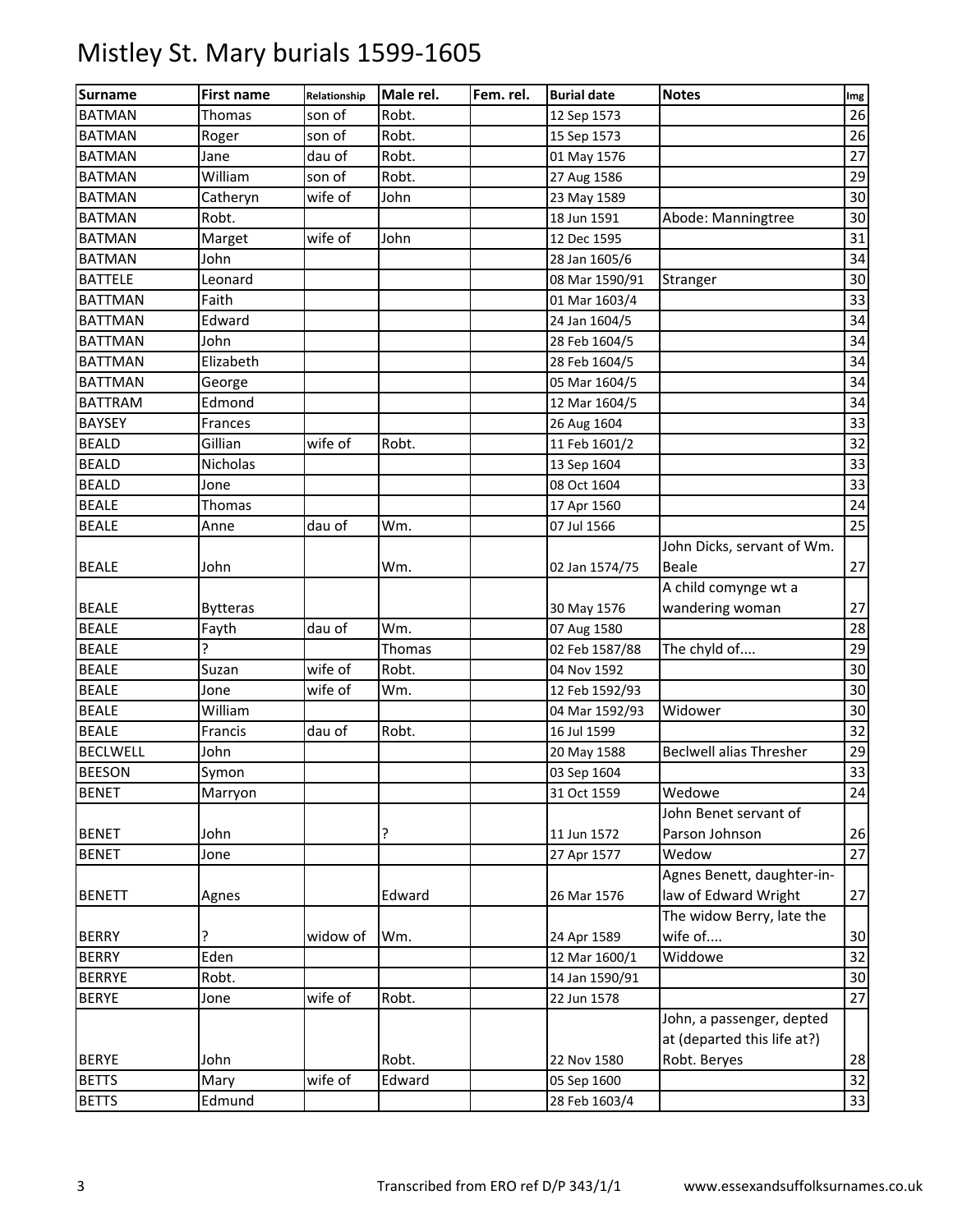# Mistley St. Mary burials 1599-1605

| Surname | First name | Relationship | Male rel. | Fem. rel. | Burial date | Notes | Img |
|---|---|---|---|---|---|---|---|
| BATMAN | Thomas | son of | Robt. | | 12 Sep 1573 | | 26 |
| BATMAN | Roger | son of | Robt. | | 15 Sep 1573 | | 26 |
| BATMAN | Jane | dau of | Robt. | | 01 May 1576 | | 27 |
| BATMAN | William | son of | Robt. | | 27 Aug 1586 | | 29 |
| BATMAN | Catheryn | wife of | John | | 23 May 1589 | | 30 |
| BATMAN | Robt. | | | | 18 Jun 1591 | Abode: Manningtree | 30 |
| BATMAN | Marget | wife of | John | | 12 Dec 1595 | | 31 |
| BATMAN | John | | | | 28 Jan 1605/6 | | 34 |
| BATTELE | Leonard | | | | 08 Mar 1590/91 | Stranger | 30 |
| BATTMAN | Faith | | | | 01 Mar 1603/4 | | 33 |
| BATTMAN | Edward | | | | 24 Jan 1604/5 | | 34 |
| BATTMAN | John | | | | 28 Feb 1604/5 | | 34 |
| BATTMAN | Elizabeth | | | | 28 Feb 1604/5 | | 34 |
| BATTMAN | George | | | | 05 Mar 1604/5 | | 34 |
| BATTRAM | Edmond | | | | 12 Mar 1604/5 | | 34 |
| BAYSEY | Frances | | | | 26 Aug 1604 | | 33 |
| BEALD | Gillian | wife of | Robt. | | 11 Feb 1601/2 | | 32 |
| BEALD | Nicholas | | | | 13 Sep 1604 | | 33 |
| BEALD | Jone | | | | 08 Oct 1604 | | 33 |
| BEALE | Thomas | | | | 17 Apr 1560 | | 24 |
| BEALE | Anne | dau of | Wm. | | 07 Jul 1566 | | 25 |
| BEALE | John | | Wm. | | 02 Jan 1574/75 | John Dicks, servant of Wm. Beale | 27 |
| BEALE | Bytteras | | | | 30 May 1576 | A child comynge wt a wandering woman | 27 |
| BEALE | Fayth | dau of | Wm. | | 07 Aug 1580 | | 28 |
| BEALE | ? | | Thomas | | 02 Feb 1587/88 | The chyld of.... | 29 |
| BEALE | Suzan | wife of | Robt. | | 04 Nov 1592 | | 30 |
| BEALE | Jone | wife of | Wm. | | 12 Feb 1592/93 | | 30 |
| BEALE | William | | | | 04 Mar 1592/93 | Widower | 30 |
| BEALE | Francis | dau of | Robt. | | 16 Jul 1599 | | 32 |
| BECLWELL | John | | | | 20 May 1588 | Beclwell alias Thresher | 29 |
| BEESON | Symon | | | | 03 Sep 1604 | | 33 |
| BENET | Marryon | | | | 31 Oct 1559 | Wedowe | 24 |
| BENET | John | | ? | | 11 Jun 1572 | John Benet servant of Parson Johnson | 26 |
| BENET | Jone | | | | 27 Apr 1577 | Wedow | 27 |
| BENETT | Agnes | | Edward | | 26 Mar 1576 | Agnes Benett, daughter-in-law of Edward Wright | 27 |
| BERRY | ? | widow of | Wm. | | 24 Apr 1589 | The widow Berry, late the wife of.... | 30 |
| BERRY | Eden | | | | 12 Mar 1600/1 | Widdowe | 32 |
| BERRYE | Robt. | | | | 14 Jan 1590/91 | | 30 |
| BERYE | Jone | wife of | Robt. | | 22 Jun 1578 | | 27 |
| BERYE | John | | Robt. | | 22 Nov 1580 | John, a passenger, depted at (departed this life at?) Robt. Beryes | 28 |
| BETTS | Mary | wife of | Edward | | 05 Sep 1600 | | 32 |
| BETTS | Edmund | | | | 28 Feb 1603/4 | | 33 |

Transcribed from ERO ref D/P 343/1/1 www.essexandsuffolksurnames.co.uk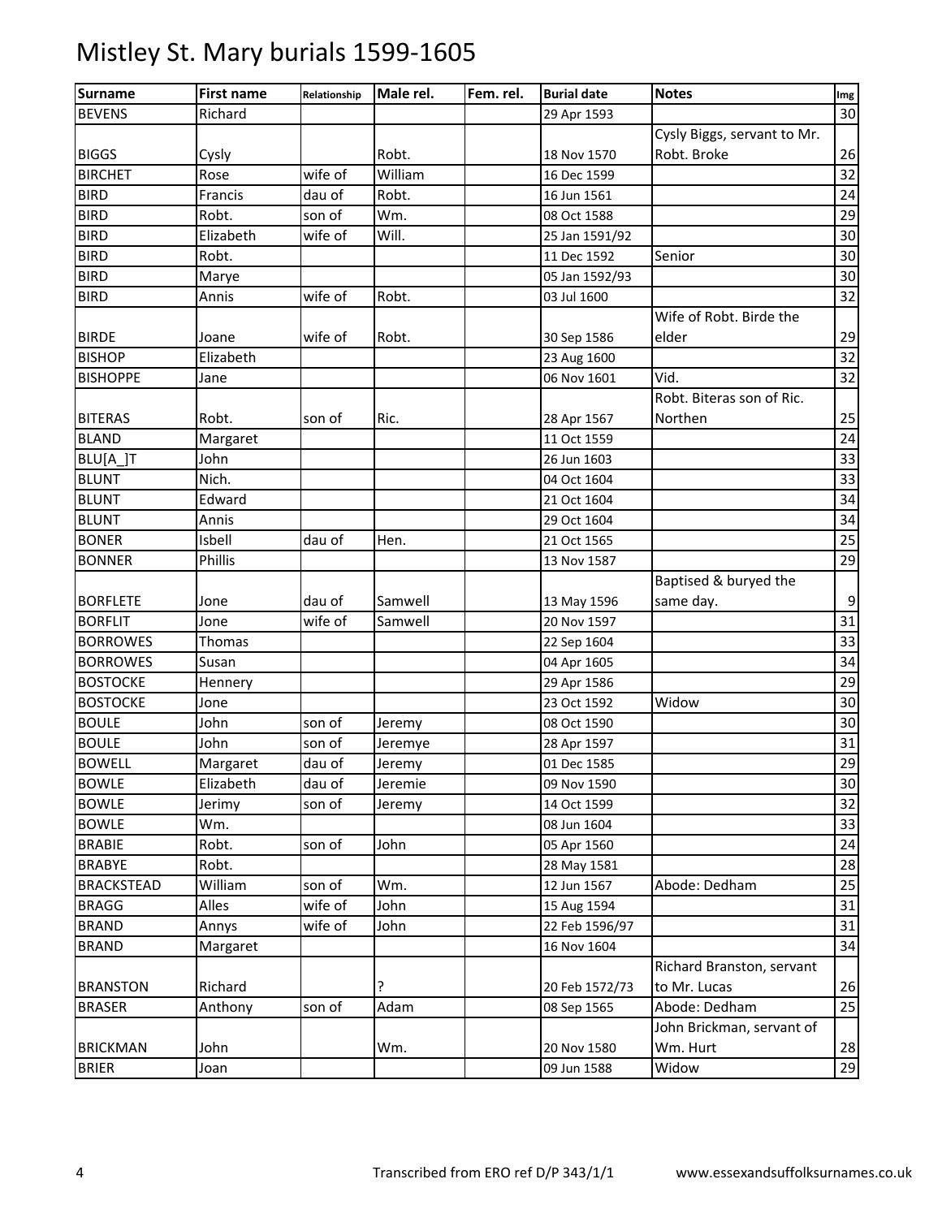# Mistley St. Mary burials 1599-1605

| Surname | First name | Relationship | Male rel. | Fem. rel. | Burial date | Notes | Img |
|---|---|---|---|---|---|---|---|
| BEVENS | Richard | | | | 29 Apr 1593 | | 30 |
| BIGGS | Cysly | | Robt. | | 18 Nov 1570 | Cysly Biggs, servant to Mr. Robt. Broke | 26 |
| BIRCHET | Rose | wife of | William | | 16 Dec 1599 | | 32 |
| BIRD | Francis | dau of | Robt. | | 16 Jun 1561 | | 24 |
| BIRD | Robt. | son of | Wm. | | 08 Oct 1588 | | 29 |
| BIRD | Elizabeth | wife of | Will. | | 25 Jan 1591/92 | | 30 |
| BIRD | Robt. | | | | 11 Dec 1592 | Senior | 30 |
| BIRD | Marye | | | | 05 Jan 1592/93 | | 30 |
| BIRD | Annis | wife of | Robt. | | 03 Jul 1600 | | 32 |
| BIRDE | Joane | wife of | Robt. | | 30 Sep 1586 | Wife of Robt. Birde the elder | 29 |
| BISHOP | Elizabeth | | | | 23 Aug 1600 | | 32 |
| BISHOPPE | Jane | | | | 06 Nov 1601 | Vid. | 32 |
| BITERAS | Robt. | son of | Ric. | | 28 Apr 1567 | Robt. Biteras son of Ric. Northen | 25 |
| BLAND | Margaret | | | | 11 Oct 1559 | | 24 |
| BLU[A_]T | John | | | | 26 Jun 1603 | | 33 |
| BLUNT | Nich. | | | | 04 Oct 1604 | | 33 |
| BLUNT | Edward | | | | 21 Oct 1604 | | 34 |
| BLUNT | Annis | | | | 29 Oct 1604 | | 34 |
| BONER | Isbell | dau of | Hen. | | 21 Oct 1565 | | 25 |
| BONNER | Phillis | | | | 13 Nov 1587 | | 29 |
| BORFLETE | Jone | dau of | Samwell | | 13 May 1596 | Baptised & buryed the same day. | 9 |
| BORFLIT | Jone | wife of | Samwell | | 20 Nov 1597 | | 31 |
| BORROWES | Thomas | | | | 22 Sep 1604 | | 33 |
| BORROWES | Susan | | | | 04 Apr 1605 | | 34 |
| BOSTOCKE | Hennery | | | | 29 Apr 1586 | | 29 |
| BOSTOCKE | Jone | | | | 23 Oct 1592 | Widow | 30 |
| BOULE | John | son of | Jeremy | | 08 Oct 1590 | | 30 |
| BOULE | John | son of | Jeremye | | 28 Apr 1597 | | 31 |
| BOWELL | Margaret | dau of | Jeremy | | 01 Dec 1585 | | 29 |
| BOWLE | Elizabeth | dau of | Jeremie | | 09 Nov 1590 | | 30 |
| BOWLE | Jerimy | son of | Jeremy | | 14 Oct 1599 | | 32 |
| BOWLE | Wm. | | | | 08 Jun 1604 | | 33 |
| BRABIE | Robt. | son of | John | | 05 Apr 1560 | | 24 |
| BRABYE | Robt. | | | | 28 May 1581 | | 28 |
| BRACKSTEAD | William | son of | Wm. | | 12 Jun 1567 | Abode: Dedham | 25 |
| BRAGG | Alles | wife of | John | | 15 Aug 1594 | | 31 |
| BRAND | Annys | wife of | John | | 22 Feb 1596/97 | | 31 |
| BRAND | Margaret | | | | 16 Nov 1604 | | 34 |
| BRANSTON | Richard | | ? | | 20 Feb 1572/73 | Richard Branston, servant to Mr. Lucas | 26 |
| BRASER | Anthony | son of | Adam | | 08 Sep 1565 | Abode: Dedham | 25 |
| BRICKMAN | John | | Wm. | | 20 Nov 1580 | John Brickman, servant of Wm. Hurt | 28 |
| BRIER | Joan | | | | 09 Jun 1588 | Widow | 29 |

Transcribed from ERO ref D/P 343/1/1 www.essexandsuffolksurnames.co.uk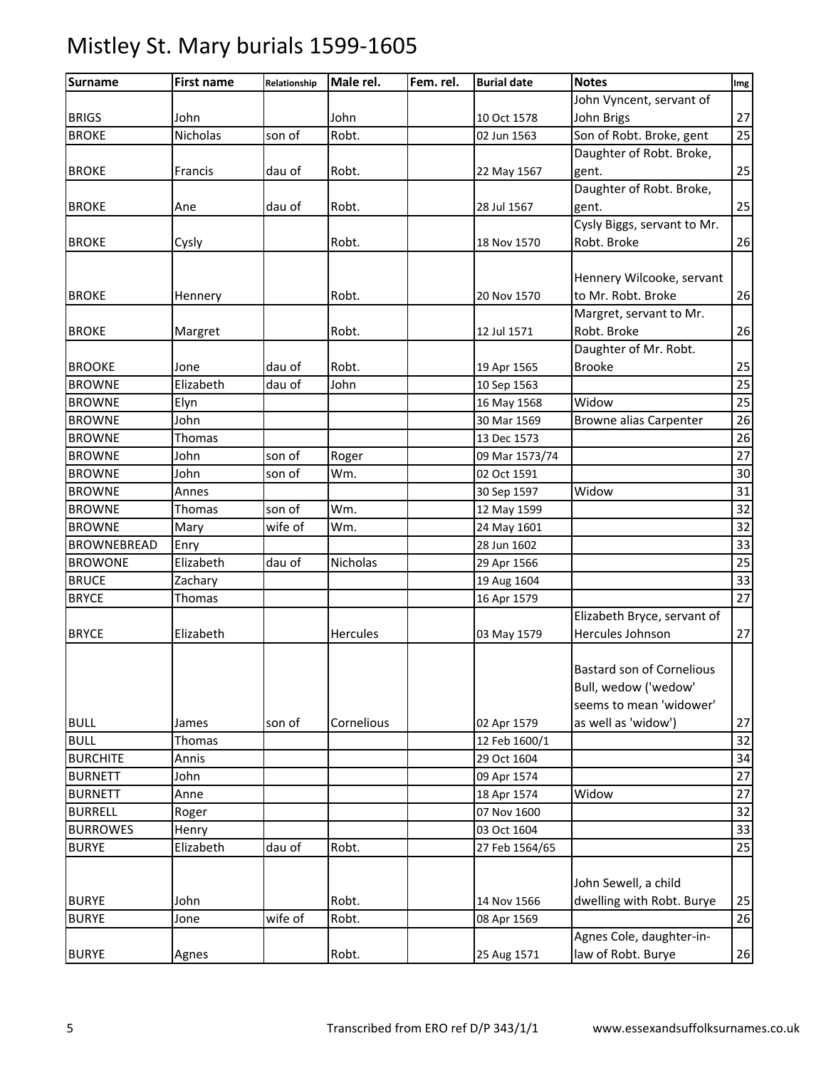# Mistley St. Mary burials 1599-1605

| Surname | First name | Relationship | Male rel. | Fem. rel. | Burial date | Notes | Img |
|---|---|---|---|---|---|---|---|
| BRIGS | John | | John | | 10 Oct 1578 | John Vyncent, servant of John Brigs | 27 |
| BROKE | Nicholas | son of | Robt. | | 02 Jun 1563 | Son of Robt. Broke, gent | 25 |
| BROKE | Francis | dau of | Robt. | | 22 May 1567 | Daughter of Robt. Broke, gent. | 25 |
| BROKE | Ane | dau of | Robt. | | 28 Jul 1567 | Daughter of Robt. Broke, gent. | 25 |
| BROKE | Cysly | | Robt. | | 18 Nov 1570 | Cysly Biggs, servant to Mr. Robt. Broke | 26 |
| BROKE | Hennery | | Robt. | | 20 Nov 1570 | Hennery Wilcooke, servant to Mr. Robt. Broke | 26 |
| BROKE | Margret | | Robt. | | 12 Jul 1571 | Margret, servant to Mr. Robt. Broke | 26 |
| BROOKE | Jone | dau of | Robt. | | 19 Apr 1565 | Daughter of Mr. Robt. Brooke | 25 |
| BROWNE | Elizabeth | dau of | John | | 10 Sep 1563 | | 25 |
| BROWNE | Elyn | | | | 16 May 1568 | Widow | 25 |
| BROWNE | John | | | | 30 Mar 1569 | Browne alias Carpenter | 26 |
| BROWNE | Thomas | | | | 13 Dec 1573 | | 26 |
| BROWNE | John | son of | Roger | | 09 Mar 1573/74 | | 27 |
| BROWNE | John | son of | Wm. | | 02 Oct 1591 | | 30 |
| BROWNE | Annes | | | | 30 Sep 1597 | Widow | 31 |
| BROWNE | Thomas | son of | Wm. | | 12 May 1599 | | 32 |
| BROWNE | Mary | wife of | Wm. | | 24 May 1601 | | 32 |
| BROWNEBREAD | Enry | | | | 28 Jun 1602 | | 33 |
| BROWONE | Elizabeth | dau of | Nicholas | | 29 Apr 1566 | | 25 |
| BRUCE | Zachary | | | | 19 Aug 1604 | | 33 |
| BRYCE | Thomas | | | | 16 Apr 1579 | | 27 |
| BRYCE | Elizabeth | | Hercules | | 03 May 1579 | Elizabeth Bryce, servant of Hercules Johnson | 27 |
| BULL | James | son of | Cornelious | | 02 Apr 1579 | Bastard son of Cornelious Bull, wedow ('wedow' seems to mean 'widower' as well as 'widow') | 27 |
| BULL | Thomas | | | | 12 Feb 1600/1 | | 32 |
| BURCHITE | Annis | | | | 29 Oct 1604 | | 34 |
| BURNETT | John | | | | 09 Apr 1574 | | 27 |
| BURNETT | Anne | | | | 18 Apr 1574 | Widow | 27 |
| BURRELL | Roger | | | | 07 Nov 1600 | | 32 |
| BURROWES | Henry | | | | 03 Oct 1604 | | 33 |
| BURYE | Elizabeth | dau of | Robt. | | 27 Feb 1564/65 | | 25 |
| BURYE | John | | Robt. | | 14 Nov 1566 | John Sewell, a child dwelling with Robt. Burye | 25 |
| BURYE | Jone | wife of | Robt. | | 08 Apr 1569 | | 26 |
| BURYE | Agnes | | Robt. | | 25 Aug 1571 | Agnes Cole, daughter-in-law of Robt. Burye | 26 |

Transcribed from ERO ref D/P 343/1/1 www.essexandsuffolksurnames.co.uk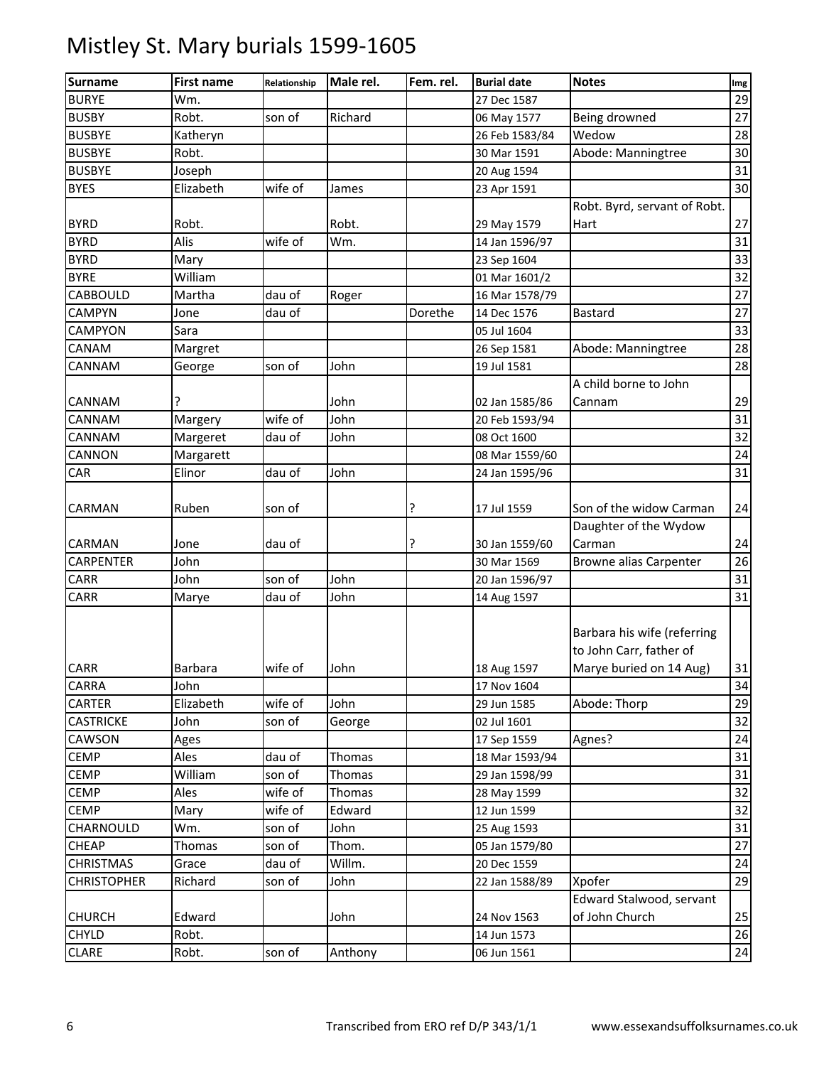# Mistley St. Mary burials 1599-1605

| Surname | First name | Relationship | Male rel. | Fem. rel. | Burial date | Notes | Img |
|---|---|---|---|---|---|---|---|
| BURYE | Wm. | | | | 27 Dec 1587 | | 29 |
| BUSBY | Robt. | son of | Richard | | 06 May 1577 | Being drowned | 27 |
| BUSBYE | Katheryn | | | | 26 Feb 1583/84 | Wedow | 28 |
| BUSBYE | Robt. | | | | 30 Mar 1591 | Abode: Manningtree | 30 |
| BUSBYE | Joseph | | | | 20 Aug 1594 | | 31 |
| BYES | Elizabeth | wife of | James | | 23 Apr 1591 | | 30 |
| BYRD | Robt. | | Robt. | | 29 May 1579 | Robt. Byrd, servant of Robt. Hart | 27 |
| BYRD | Alis | wife of | Wm. | | 14 Jan 1596/97 | | 31 |
| BYRD | Mary | | | | 23 Sep 1604 | | 33 |
| BYRE | William | | | | 01 Mar 1601/2 | | 32 |
| CABBOULD | Martha | dau of | Roger | | 16 Mar 1578/79 | | 27 |
| CAMPYN | Jone | dau of | | Dorethe | 14 Dec 1576 | Bastard | 27 |
| CAMPYON | Sara | | | | 05 Jul 1604 | | 33 |
| CANAM | Margret | | | | 26 Sep 1581 | Abode: Manningtree | 28 |
| CANNAM | George | son of | John | | 19 Jul 1581 | | 28 |
| CANNAM | ? | | John | | 02 Jan 1585/86 | A child borne to John Cannam | 29 |
| CANNAM | Margery | wife of | John | | 20 Feb 1593/94 | | 31 |
| CANNAM | Margeret | dau of | John | | 08 Oct 1600 | | 32 |
| CANNON | Margarett | | | | 08 Mar 1559/60 | | 24 |
| CAR | Elinor | dau of | John | | 24 Jan 1595/96 | | 31 |
| CARMAN | Ruben | son of | | ? | 17 Jul 1559 | Son of the widow Carman | 24 |
| CARMAN | Jone | dau of | | ? | 30 Jan 1559/60 | Daughter of the Wydow Carman | 24 |
| CARPENTER | John | | | | 30 Mar 1569 | Browne alias Carpenter | 26 |
| CARR | John | son of | John | | 20 Jan 1596/97 | | 31 |
| CARR | Marye | dau of | John | | 14 Aug 1597 | | 31 |
| CARR | Barbara | wife of | John | | 18 Aug 1597 | Barbara his wife (referring to John Carr, father of Marye buried on 14 Aug) | 31 |
| CARRA | John | | | | 17 Nov 1604 | | 34 |
| CARTER | Elizabeth | wife of | John | | 29 Jun 1585 | Abode: Thorp | 29 |
| CASTRICKE | John | son of | George | | 02 Jul 1601 | | 32 |
| CAWSON | Ages | | | | 17 Sep 1559 | Agnes? | 24 |
| CEMP | Ales | dau of | Thomas | | 18 Mar 1593/94 | | 31 |
| CEMP | William | son of | Thomas | | 29 Jan 1598/99 | | 31 |
| CEMP | Ales | wife of | Thomas | | 28 May 1599 | | 32 |
| CEMP | Mary | wife of | Edward | | 12 Jun 1599 | | 32 |
| CHARNOULD | Wm. | son of | John | | 25 Aug 1593 | | 31 |
| CHEAP | Thomas | son of | Thom. | | 05 Jan 1579/80 | | 27 |
| CHRISTMAS | Grace | dau of | Willm. | | 20 Dec 1559 | | 24 |
| CHRISTOPHER | Richard | son of | John | | 22 Jan 1588/89 | Xpofer | 29 |
| CHURCH | Edward | | John | | 24 Nov 1563 | Edward Stalwood, servant of John Church | 25 |
| CHYLD | Robt. | | | | 14 Jun 1573 | | 26 |
| CLARE | Robt. | son of | Anthony | | 06 Jun 1561 | | 24 |

Transcribed from ERO ref D/P 343/1/1 www.essexandsuffolksurnames.co.uk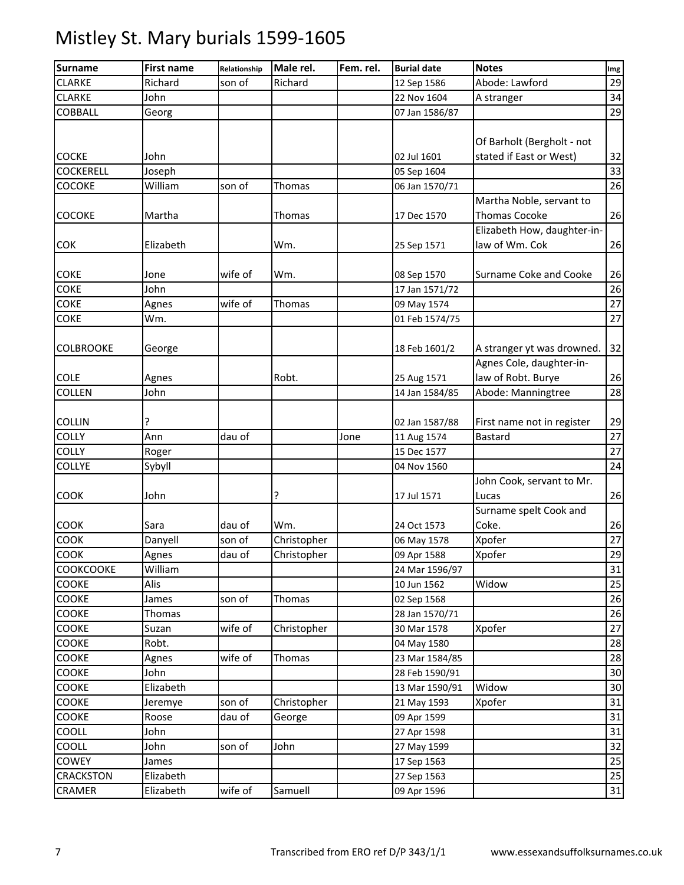# Mistley St. Mary burials 1599-1605

| Surname | First name | Relationship | Male rel. | Fem. rel. | Burial date | Notes | Img |
|---|---|---|---|---|---|---|---|
| CLARKE | Richard | son of | Richard | | 12 Sep 1586 | Abode: Lawford | 29 |
| CLARKE | John | | | | 22 Nov 1604 | A stranger | 34 |
| COBBALL | Georg | | | | 07 Jan 1586/87 | | 29 |
| COCKE | John | | | | 02 Jul 1601 | Of Barholt (Bergholt - not stated if East or West) | 32 |
| COCKERELL | Joseph | | | | 05 Sep 1604 | | 33 |
| COCOKE | William | son of | Thomas | | 06 Jan 1570/71 | | 26 |
| COCOKE | Martha | | Thomas | | 17 Dec 1570 | Martha Noble, servant to Thomas Cocoke | 26 |
| COK | Elizabeth | | Wm. | | 25 Sep 1571 | Elizabeth How, daughter-in-law of Wm. Cok | 26 |
| COKE | Jone | wife of | Wm. | | 08 Sep 1570 | Surname Coke and Cooke | 26 |
| COKE | John | | | | 17 Jan 1571/72 | | 26 |
| COKE | Agnes | wife of | Thomas | | 09 May 1574 | | 27 |
| COKE | Wm. | | | | 01 Feb 1574/75 | | 27 |
| COLBROOKE | George | | | | 18 Feb 1601/2 | A stranger yt was drowned. | 32 |
| COLE | Agnes | | Robt. | | 25 Aug 1571 | Agnes Cole, daughter-in-law of Robt. Burye | 26 |
| COLLEN | John | | | | 14 Jan 1584/85 | Abode: Manningtree | 28 |
| COLLIN | ? | | | | 02 Jan 1587/88 | First name not in register | 29 |
| COLLY | Ann | dau of | | Jone | 11 Aug 1574 | Bastard | 27 |
| COLLY | Roger | | | | 15 Dec 1577 | | 27 |
| COLLYE | Sybyll | | | | 04 Nov 1560 | | 24 |
| COOK | John | | ? | | 17 Jul 1571 | John Cook, servant to Mr. Lucas | 26 |
| COOK | Sara | dau of | Wm. | | 24 Oct 1573 | Surname spelt Cook and Coke. | 26 |
| COOK | Danyell | son of | Christopher | | 06 May 1578 | Xpofer | 27 |
| COOK | Agnes | dau of | Christopher | | 09 Apr 1588 | Xpofer | 29 |
| COOKCOOKE | William | | | | 24 Mar 1596/97 | | 31 |
| COOKE | Alis | | | | 10 Jun 1562 | Widow | 25 |
| COOKE | James | son of | Thomas | | 02 Sep 1568 | | 26 |
| COOKE | Thomas | | | | 28 Jan 1570/71 | | 26 |
| COOKE | Suzan | wife of | Christopher | | 30 Mar 1578 | Xpofer | 27 |
| COOKE | Robt. | | | | 04 May 1580 | | 28 |
| COOKE | Agnes | wife of | Thomas | | 23 Mar 1584/85 | | 28 |
| COOKE | John | | | | 28 Feb 1590/91 | | 30 |
| COOKE | Elizabeth | | | | 13 Mar 1590/91 | Widow | 30 |
| COOKE | Jeremye | son of | Christopher | | 21 May 1593 | Xpofer | 31 |
| COOKE | Roose | dau of | George | | 09 Apr 1599 | | 31 |
| COOLL | John | | | | 27 Apr 1598 | | 31 |
| COOLL | John | son of | John | | 27 May 1599 | | 32 |
| COWEY | James | | | | 17 Sep 1563 | | 25 |
| CRACKSTON | Elizabeth | | | | 27 Sep 1563 | | 25 |
| CRAMER | Elizabeth | wife of | Samuell | | 09 Apr 1596 | | 31 |

Transcribed from ERO ref D/P 343/1/1 www.essexandsuffolksurnames.co.uk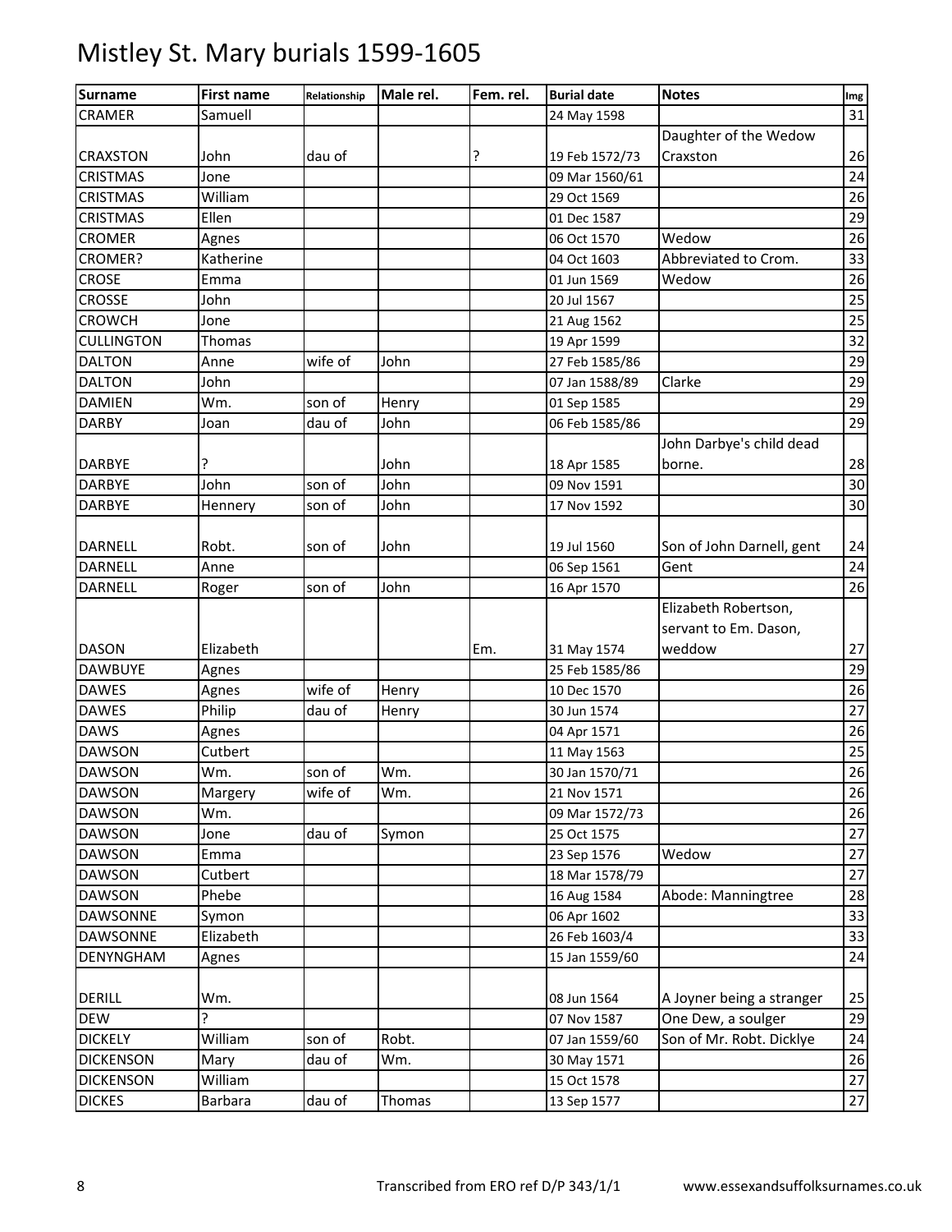# Mistley St. Mary burials 1599-1605

| Surname | First name | Relationship | Male rel. | Fem. rel. | Burial date | Notes | Img |
|---|---|---|---|---|---|---|---|
| CRAMER | Samuell | | | | 24 May 1598 | | 31 |
| CRAXSTON | John | dau of | | ? | 19 Feb 1572/73 | Daughter of the Wedow Craxston | 26 |
| CRISTMAS | Jone | | | | 09 Mar 1560/61 | | 24 |
| CRISTMAS | William | | | | 29 Oct 1569 | | 26 |
| CRISTMAS | Ellen | | | | 01 Dec 1587 | | 29 |
| CROMER | Agnes | | | | 06 Oct 1570 | Wedow | 26 |
| CROMER? | Katherine | | | | 04 Oct 1603 | Abbreviated to Crom. | 33 |
| CROSE | Emma | | | | 01 Jun 1569 | Wedow | 26 |
| CROSSE | John | | | | 20 Jul 1567 | | 25 |
| CROWCH | Jone | | | | 21 Aug 1562 | | 25 |
| CULLINGTON | Thomas | | | | 19 Apr 1599 | | 32 |
| DALTON | Anne | wife of | John | | 27 Feb 1585/86 | | 29 |
| DALTON | John | | | | 07 Jan 1588/89 | Clarke | 29 |
| DAMIEN | Wm. | son of | Henry | | 01 Sep 1585 | | 29 |
| DARBY | Joan | dau of | John | | 06 Feb 1585/86 | | 29 |
| DARBYE | ? | | John | | 18 Apr 1585 | John Darbye's child dead borne. | 28 |
| DARBYE | John | son of | John | | 09 Nov 1591 | | 30 |
| DARBYE | Hennery | son of | John | | 17 Nov 1592 | | 30 |
| DARNELL | Robt. | son of | John | | 19 Jul 1560 | Son of John Darnell, gent | 24 |
| DARNELL | Anne | | | | 06 Sep 1561 | Gent | 24 |
| DARNELL | Roger | son of | John | | 16 Apr 1570 | | 26 |
| DASON | Elizabeth | | | Em. | 31 May 1574 | Elizabeth Robertson, servant to Em. Dason, weddow | 27 |
| DAWBUYE | Agnes | | | | 25 Feb 1585/86 | | 29 |
| DAWES | Agnes | wife of | Henry | | 10 Dec 1570 | | 26 |
| DAWES | Philip | dau of | Henry | | 30 Jun 1574 | | 27 |
| DAWS | Agnes | | | | 04 Apr 1571 | | 26 |
| DAWSON | Cutbert | | | | 11 May 1563 | | 25 |
| DAWSON | Wm. | son of | Wm. | | 30 Jan 1570/71 | | 26 |
| DAWSON | Margery | wife of | Wm. | | 21 Nov 1571 | | 26 |
| DAWSON | Wm. | | | | 09 Mar 1572/73 | | 26 |
| DAWSON | Jone | dau of | Symon | | 25 Oct 1575 | | 27 |
| DAWSON | Emma | | | | 23 Sep 1576 | Wedow | 27 |
| DAWSON | Cutbert | | | | 18 Mar 1578/79 | | 27 |
| DAWSON | Phebe | | | | 16 Aug 1584 | Abode: Manningtree | 28 |
| DAWSONNE | Symon | | | | 06 Apr 1602 | | 33 |
| DAWSONNE | Elizabeth | | | | 26 Feb 1603/4 | | 33 |
| DENYNGHAM | Agnes | | | | 15 Jan 1559/60 | | 24 |
| DERILL | Wm. | | | | 08 Jun 1564 | A Joyner being a stranger | 25 |
| DEW | ? | | | | 07 Nov 1587 | One Dew, a soulger | 29 |
| DICKELY | William | son of | Robt. | | 07 Jan 1559/60 | Son of Mr. Robt. Dicklye | 24 |
| DICKENSON | Mary | dau of | Wm. | | 30 May 1571 | | 26 |
| DICKENSON | William | | | | 15 Oct 1578 | | 27 |
| DICKES | Barbara | dau of | Thomas | | 13 Sep 1577 | | 27 |

Transcribed from ERO ref D/P 343/1/1 www.essexandsuffolksurnames.co.uk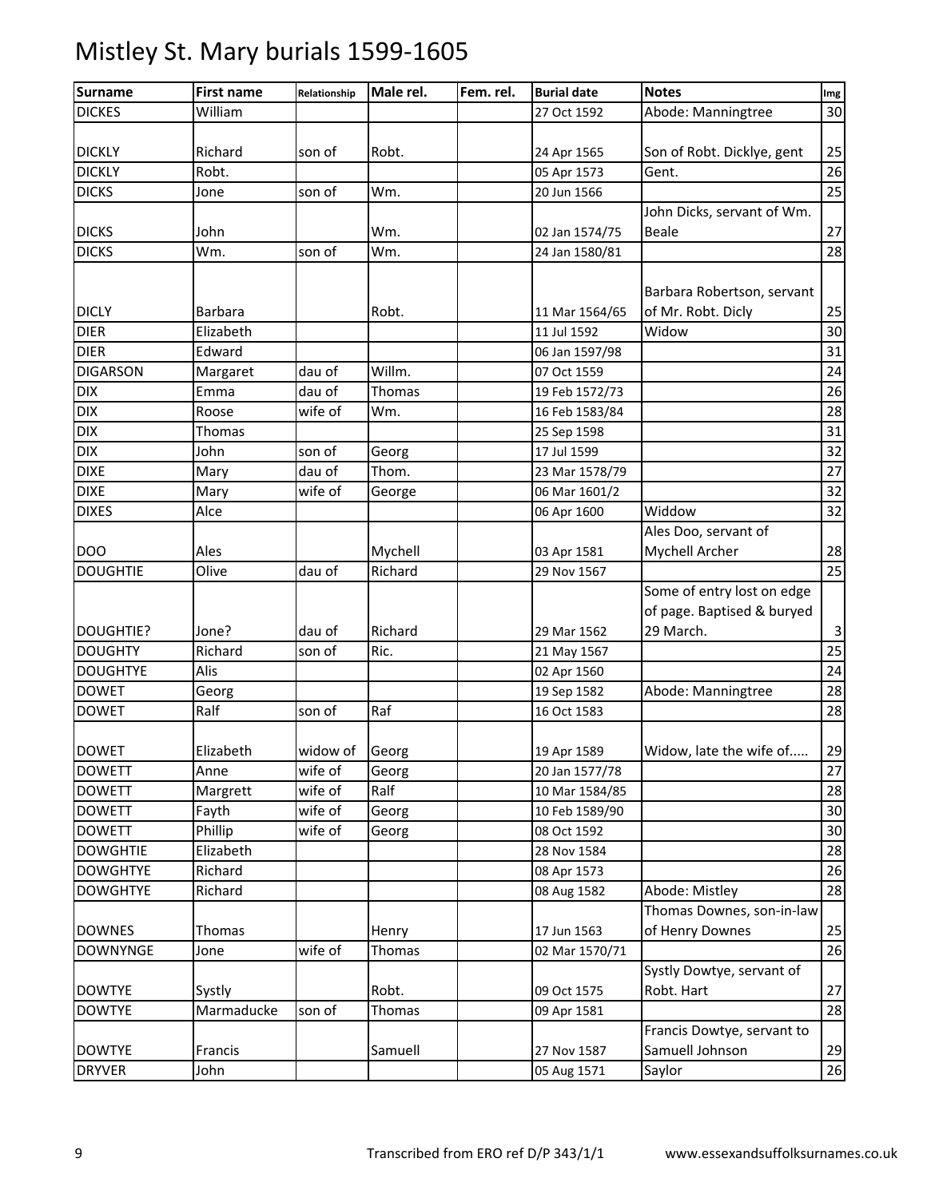# Mistley St. Mary burials 1599-1605

| Surname | First name | Relationship | Male rel. | Fem. rel. | Burial date | Notes | Img |
|---|---|---|---|---|---|---|---|
| DICKES | William | | | | 27 Oct 1592 | Abode: Manningtree | 30 |
| DICKLY | Richard | son of | Robt. | | 24 Apr 1565 | Son of Robt. Dicklye, gent | 25 |
| DICKLY | Robt. | | | | 05 Apr 1573 | Gent. | 26 |
| DICKS | Jone | son of | Wm. | | 20 Jun 1566 | | 25 |
| DICKS | John | | Wm. | | 02 Jan 1574/75 | John Dicks, servant of Wm. Beale | 27 |
| DICKS | Wm. | son of | Wm. | | 24 Jan 1580/81 | | 28 |
| DICLY | Barbara | | Robt. | | 11 Mar 1564/65 | Barbara Robertson, servant of Mr. Robt. Dicly | 25 |
| DIER | Elizabeth | | | | 11 Jul 1592 | Widow | 30 |
| DIER | Edward | | | | 06 Jan 1597/98 | | 31 |
| DIGARSON | Margaret | dau of | Willm. | | 07 Oct 1559 | | 24 |
| DIX | Emma | dau of | Thomas | | 19 Feb 1572/73 | | 26 |
| DIX | Roose | wife of | Wm. | | 16 Feb 1583/84 | | 28 |
| DIX | Thomas | | | | 25 Sep 1598 | | 31 |
| DIX | John | son of | Georg | | 17 Jul 1599 | | 32 |
| DIXE | Mary | dau of | Thom. | | 23 Mar 1578/79 | | 27 |
| DIXE | Mary | wife of | George | | 06 Mar 1601/2 | | 32 |
| DIXES | Alce | | | | 06 Apr 1600 | Widdow | 32 |
| DOO | Ales | | Mychell | | 03 Apr 1581 | Ales Doo, servant of Mychell Archer | 28 |
| DOUGHTIE | Olive | dau of | Richard | | 29 Nov 1567 | | 25 |
| DOUGHTIE? | Jone? | dau of | Richard | | 29 Mar 1562 | Some of entry lost on edge of page. Baptised & buryed 29 March. | 3 |
| DOUGHTY | Richard | son of | Ric. | | 21 May 1567 | | 25 |
| DOUGHTYE | Alis | | | | 02 Apr 1560 | | 24 |
| DOWET | Georg | | | | 19 Sep 1582 | Abode: Manningtree | 28 |
| DOWET | Ralf | son of | Raf | | 16 Oct 1583 | | 28 |
| DOWET | Elizabeth | widow of | Georg | | 19 Apr 1589 | Widow, late the wife of..... | 29 |
| DOWETT | Anne | wife of | Georg | | 20 Jan 1577/78 | | 27 |
| DOWETT | Margrett | wife of | Ralf | | 10 Mar 1584/85 | | 28 |
| DOWETT | Fayth | wife of | Georg | | 10 Feb 1589/90 | | 30 |
| DOWETT | Phillip | wife of | Georg | | 08 Oct 1592 | | 30 |
| DOWGHTIE | Elizabeth | | | | 28 Nov 1584 | | 28 |
| DOWGHTYE | Richard | | | | 08 Apr 1573 | | 26 |
| DOWGHTYE | Richard | | | | 08 Aug 1582 | Abode: Mistley | 28 |
| DOWNES | Thomas | | Henry | | 17 Jun 1563 | Thomas Downes, son-in-law of Henry Downes | 25 |
| DOWNYNGE | Jone | wife of | Thomas | | 02 Mar 1570/71 | | 26 |
| DOWTYE | Systly | | Robt. | | 09 Oct 1575 | Systly Dowtye, servant of Robt. Hart | 27 |
| DOWTYE | Marmaducke | son of | Thomas | | 09 Apr 1581 | | 28 |
| DOWTYE | Francis | | Samuell | | 27 Nov 1587 | Francis Dowtye, servant to Samuell Johnson | 29 |
| DRYVER | John | | | | 05 Aug 1571 | Saylor | 26 |

Transcribed from ERO ref D/P 343/1/1 www.essexandsuffolksurnames.co.uk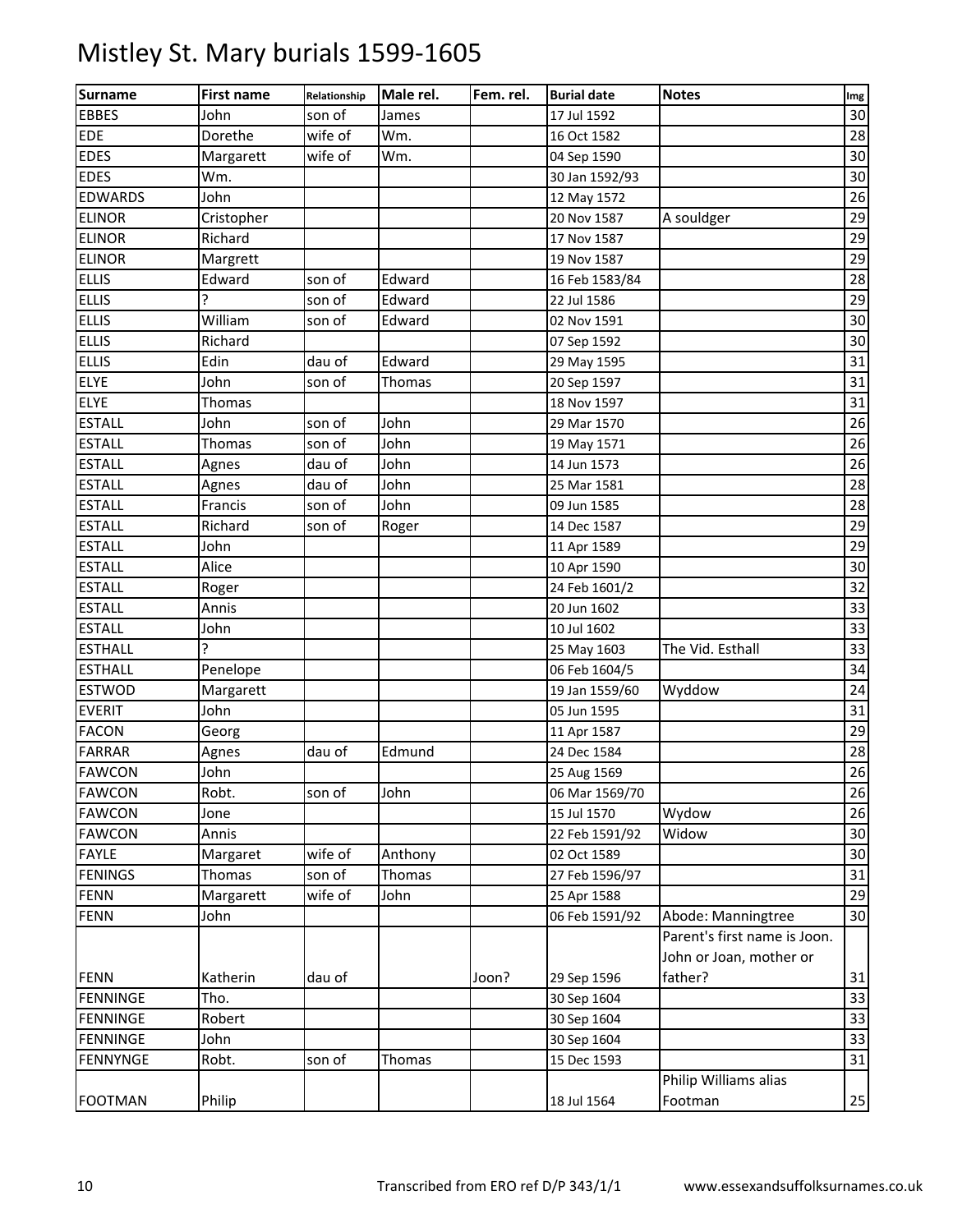# Mistley St. Mary burials 1599-1605

| Surname | First name | Relationship | Male rel. | Fem. rel. | Burial date | Notes | Img |
|---|---|---|---|---|---|---|---|
| EBBES | John | son of | James | | 17 Jul 1592 | | 30 |
| EDE | Dorethe | wife of | Wm. | | 16 Oct 1582 | | 28 |
| EDES | Margarett | wife of | Wm. | | 04 Sep 1590 | | 30 |
| EDES | Wm. | | | | 30 Jan 1592/93 | | 30 |
| EDWARDS | John | | | | 12 May 1572 | | 26 |
| ELINOR | Cristopher | | | | 20 Nov 1587 | A souldger | 29 |
| ELINOR | Richard | | | | 17 Nov 1587 | | 29 |
| ELINOR | Margrett | | | | 19 Nov 1587 | | 29 |
| ELLIS | Edward | son of | Edward | | 16 Feb 1583/84 | | 28 |
| ELLIS | ? | son of | Edward | | 22 Jul 1586 | | 29 |
| ELLIS | William | son of | Edward | | 02 Nov 1591 | | 30 |
| ELLIS | Richard | | | | 07 Sep 1592 | | 30 |
| ELLIS | Edin | dau of | Edward | | 29 May 1595 | | 31 |
| ELYE | John | son of | Thomas | | 20 Sep 1597 | | 31 |
| ELYE | Thomas | | | | 18 Nov 1597 | | 31 |
| ESTALL | John | son of | John | | 29 Mar 1570 | | 26 |
| ESTALL | Thomas | son of | John | | 19 May 1571 | | 26 |
| ESTALL | Agnes | dau of | John | | 14 Jun 1573 | | 26 |
| ESTALL | Agnes | dau of | John | | 25 Mar 1581 | | 28 |
| ESTALL | Francis | son of | John | | 09 Jun 1585 | | 28 |
| ESTALL | Richard | son of | Roger | | 14 Dec 1587 | | 29 |
| ESTALL | John | | | | 11 Apr 1589 | | 29 |
| ESTALL | Alice | | | | 10 Apr 1590 | | 30 |
| ESTALL | Roger | | | | 24 Feb 1601/2 | | 32 |
| ESTALL | Annis | | | | 20 Jun 1602 | | 33 |
| ESTALL | John | | | | 10 Jul 1602 | | 33 |
| ESTHALL | ? | | | | 25 May 1603 | The Vid. Esthall | 33 |
| ESTHALL | Penelope | | | | 06 Feb 1604/5 | | 34 |
| ESTWOD | Margarett | | | | 19 Jan 1559/60 | Wyddow | 24 |
| EVERIT | John | | | | 05 Jun 1595 | | 31 |
| FACON | Georg | | | | 11 Apr 1587 | | 29 |
| FARRAR | Agnes | dau of | Edmund | | 24 Dec 1584 | | 28 |
| FAWCON | John | | | | 25 Aug 1569 | | 26 |
| FAWCON | Robt. | son of | John | | 06 Mar 1569/70 | | 26 |
| FAWCON | Jone | | | | 15 Jul 1570 | Wydow | 26 |
| FAWCON | Annis | | | | 22 Feb 1591/92 | Widow | 30 |
| FAYLE | Margaret | wife of | Anthony | | 02 Oct 1589 | | 30 |
| FENINGS | Thomas | son of | Thomas | | 27 Feb 1596/97 | | 31 |
| FENN | Margarett | wife of | John | | 25 Apr 1588 | | 29 |
| FENN | John | | | | 06 Feb 1591/92 | Abode: Manningtree | 30 |
| FENN | Katherin | dau of | | Joon? | 29 Sep 1596 | Parent's first name is Joon. John or Joan, mother or father? | 31 |
| FENNINGE | Tho. | | | | 30 Sep 1604 | | 33 |
| FENNINGE | Robert | | | | 30 Sep 1604 | | 33 |
| FENNINGE | John | | | | 30 Sep 1604 | | 33 |
| FENNYNGE | Robt. | son of | Thomas | | 15 Dec 1593 | | 31 |
| FOOTMAN | Philip | | | | 18 Jul 1564 | Philip Williams alias Footman | 25 |

Transcribed from ERO ref D/P 343/1/1 www.essexandsuffolksurnames.co.uk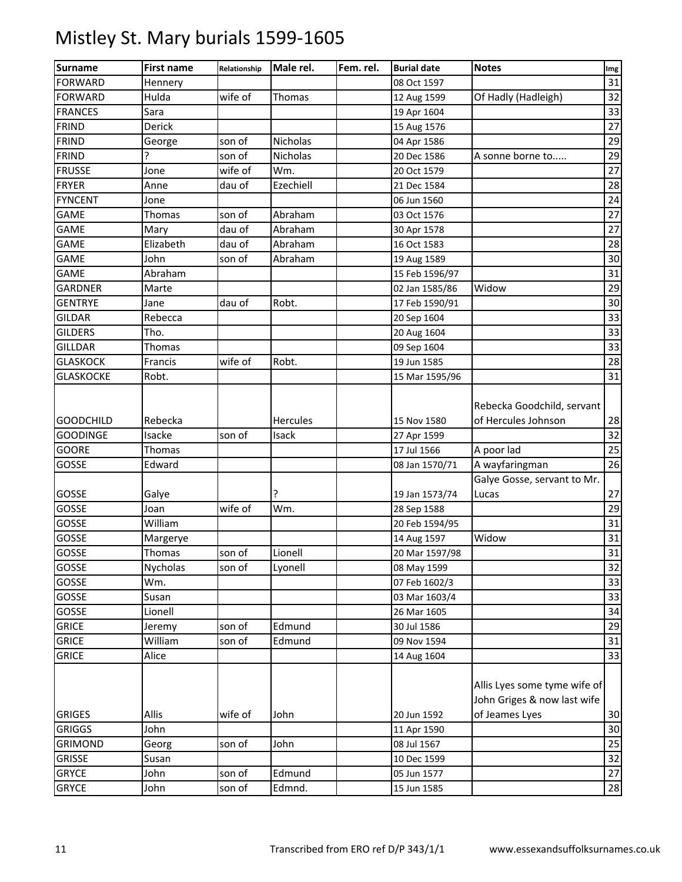# Mistley St. Mary burials 1599-1605

| Surname | First name | Relationship | Male rel. | Fem. rel. | Burial date | Notes | Img |
|---|---|---|---|---|---|---|---|
| FORWARD | Hennery | | | | 08 Oct 1597 | | 31 |
| FORWARD | Hulda | wife of | Thomas | | 12 Aug 1599 | Of Hadly (Hadleigh) | 32 |
| FRANCES | Sara | | | | 19 Apr 1604 | | 33 |
| FRIND | Derick | | | | 15 Aug 1576 | | 27 |
| FRIND | George | son of | Nicholas | | 04 Apr 1586 | | 29 |
| FRIND | ? | son of | Nicholas | | 20 Dec 1586 | A sonne borne to..... | 29 |
| FRUSSE | Jone | wife of | Wm. | | 20 Oct 1579 | | 27 |
| FRYER | Anne | dau of | Ezechiell | | 21 Dec 1584 | | 28 |
| FYNCENT | Jone | | | | 06 Jun 1560 | | 24 |
| GAME | Thomas | son of | Abraham | | 03 Oct 1576 | | 27 |
| GAME | Mary | dau of | Abraham | | 30 Apr 1578 | | 27 |
| GAME | Elizabeth | dau of | Abraham | | 16 Oct 1583 | | 28 |
| GAME | John | son of | Abraham | | 19 Aug 1589 | | 30 |
| GAME | Abraham | | | | 15 Feb 1596/97 | | 31 |
| GARDNER | Marte | | | | 02 Jan 1585/86 | Widow | 29 |
| GENTRYE | Jane | dau of | Robt. | | 17 Feb 1590/91 | | 30 |
| GILDAR | Rebecca | | | | 20 Sep 1604 | | 33 |
| GILDERS | Tho. | | | | 20 Aug 1604 | | 33 |
| GILLDAR | Thomas | | | | 09 Sep 1604 | | 33 |
| GLASKOCK | Francis | wife of | Robt. | | 19 Jun 1585 | | 28 |
| GLASKOCKE | Robt. | | | | 15 Mar 1595/96 | | 31 |
| GOODCHILD | Rebecka | | Hercules | | 15 Nov 1580 | Rebecka Goodchild, servant of Hercules Johnson | 28 |
| GOODINGE | Isacke | son of | Isack | | 27 Apr 1599 | | 32 |
| GOORE | Thomas | | | | 17 Jul 1566 | A poor lad | 25 |
| GOSSE | Edward | | | | 08 Jan 1570/71 | A wayfaringman | 26 |
| GOSSE | Galye | | ? | | 19 Jan 1573/74 | Galye Gosse, servant to Mr. Lucas | 27 |
| GOSSE | Joan | wife of | Wm. | | 28 Sep 1588 | | 29 |
| GOSSE | William | | | | 20 Feb 1594/95 | | 31 |
| GOSSE | Margerye | | | | 14 Aug 1597 | Widow | 31 |
| GOSSE | Thomas | son of | Lionell | | 20 Mar 1597/98 | | 31 |
| GOSSE | Nycholas | son of | Lyonell | | 08 May 1599 | | 32 |
| GOSSE | Wm. | | | | 07 Feb 1602/3 | | 33 |
| GOSSE | Susan | | | | 03 Mar 1603/4 | | 33 |
| GOSSE | Lionell | | | | 26 Mar 1605 | | 34 |
| GRICE | Jeremy | son of | Edmund | | 30 Jul 1586 | | 29 |
| GRICE | William | son of | Edmund | | 09 Nov 1594 | | 31 |
| GRICE | Alice | | | | 14 Aug 1604 | | 33 |
| GRIGES | Allis | wife of | John | | 20 Jun 1592 | Allis Lyes some tyme wife of John Griges & now last wife of Jeames Lyes | 30 |
| GRIGGS | John | | | | 11 Apr 1590 | | 30 |
| GRIMOND | Georg | son of | John | | 08 Jul 1567 | | 25 |
| GRISSE | Susan | | | | 10 Dec 1599 | | 32 |
| GRYCE | John | son of | Edmund | | 05 Jun 1577 | | 27 |
| GRYCE | John | son of | Edmnd. | | 15 Jun 1585 | | 28 |

Transcribed from ERO ref D/P 343/1/1 www.essexandsuffolksurnames.co.uk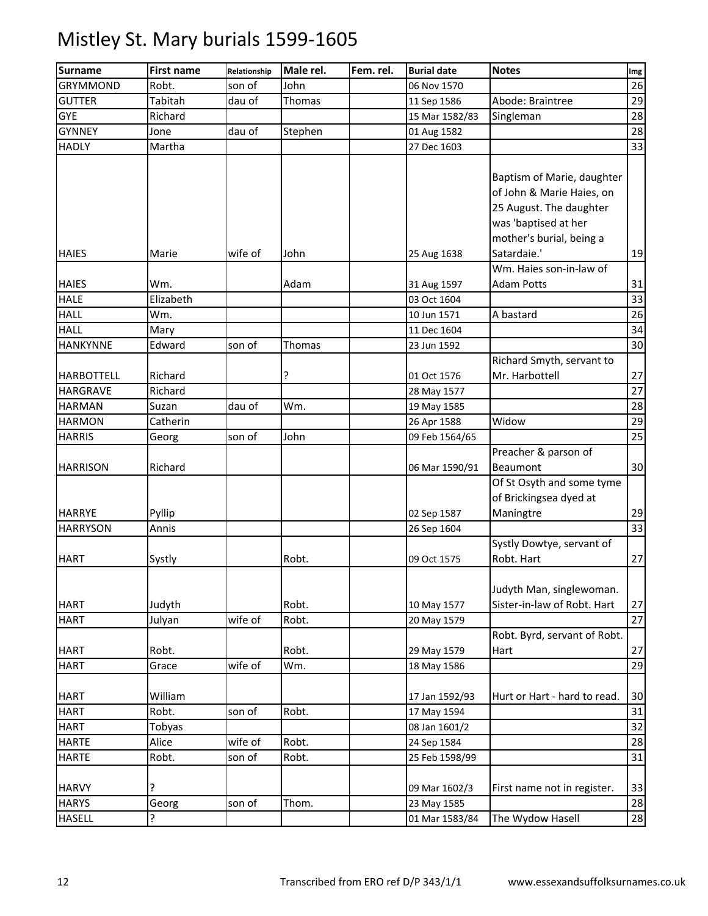# Mistley St. Mary burials 1599-1605

| Surname | First name | Relationship | Male rel. | Fem. rel. | Burial date | Notes | Img |
|---|---|---|---|---|---|---|---|
| GRYMMOND | Robt. | son of | John | | 06 Nov 1570 | | 26 |
| GUTTER | Tabitah | dau of | Thomas | | 11 Sep 1586 | Abode: Braintree | 29 |
| GYE | Richard | | | | 15 Mar 1582/83 | Singleman | 28 |
| GYNNEY | Jone | dau of | Stephen | | 01 Aug 1582 | | 28 |
| HADLY | Martha | | | | 27 Dec 1603 | | 33 |
| HAIES | Marie | wife of | John | | 25 Aug 1638 | Baptism of Marie, daughter of John & Marie Haies, on 25 August. The daughter was 'baptised at her mother's burial, being a Satardaie.' | 19 |
| HAIES | Wm. | | Adam | | 31 Aug 1597 | Wm. Haies son-in-law of Adam Potts | 31 |
| HALE | Elizabeth | | | | 03 Oct 1604 | | 33 |
| HALL | Wm. | | | | 10 Jun 1571 | A bastard | 26 |
| HALL | Mary | | | | 11 Dec 1604 | | 34 |
| HANKYNNE | Edward | son of | Thomas | | 23 Jun 1592 | | 30 |
| HARBOTTELL | Richard | | ? | | 01 Oct 1576 | Richard Smyth, servant to Mr. Harbottell | 27 |
| HARGRAVE | Richard | | | | 28 May 1577 | | 27 |
| HARMAN | Suzan | dau of | Wm. | | 19 May 1585 | | 28 |
| HARMON | Catherin | | | | 26 Apr 1588 | Widow | 29 |
| HARRIS | Georg | son of | John | | 09 Feb 1564/65 | | 25 |
| HARRISON | Richard | | | | 06 Mar 1590/91 | Preacher & parson of Beaumont | 30 |
| HARRYE | Pyllip | | | | 02 Sep 1587 | Of St Osyth and some tyme of Brickingsea dyed at Maningtre | 29 |
| HARRYSON | Annis | | | | 26 Sep 1604 | | 33 |
| HART | Systly | | Robt. | | 09 Oct 1575 | Systly Dowtye, servant of Robt. Hart | 27 |
| HART | Judyth | | Robt. | | 10 May 1577 | Judyth Man, singlewoman. Sister-in-law of Robt. Hart | 27 |
| HART | Julyan | wife of | Robt. | | 20 May 1579 | | 27 |
| HART | Robt. | | Robt. | | 29 May 1579 | Robt. Byrd, servant of Robt. Hart | 27 |
| HART | Grace | wife of | Wm. | | 18 May 1586 | | 29 |
| HART | William | | | | 17 Jan 1592/93 | Hurt or Hart - hard to read. | 30 |
| HART | Robt. | son of | Robt. | | 17 May 1594 | | 31 |
| HART | Tobyas | | | | 08 Jan 1601/2 | | 32 |
| HARTE | Alice | wife of | Robt. | | 24 Sep 1584 | | 28 |
| HARTE | Robt. | son of | Robt. | | 25 Feb 1598/99 | | 31 |
| HARVY | ? | | | | 09 Mar 1602/3 | First name not in register. | 33 |
| HARYS | Georg | son of | Thom. | | 23 May 1585 | | 28 |
| HASELL | ? | | | | 01 Mar 1583/84 | The Wydow Hasell | 28 |

Transcribed from ERO ref D/P 343/1/1 www.essexandsuffolksurnames.co.uk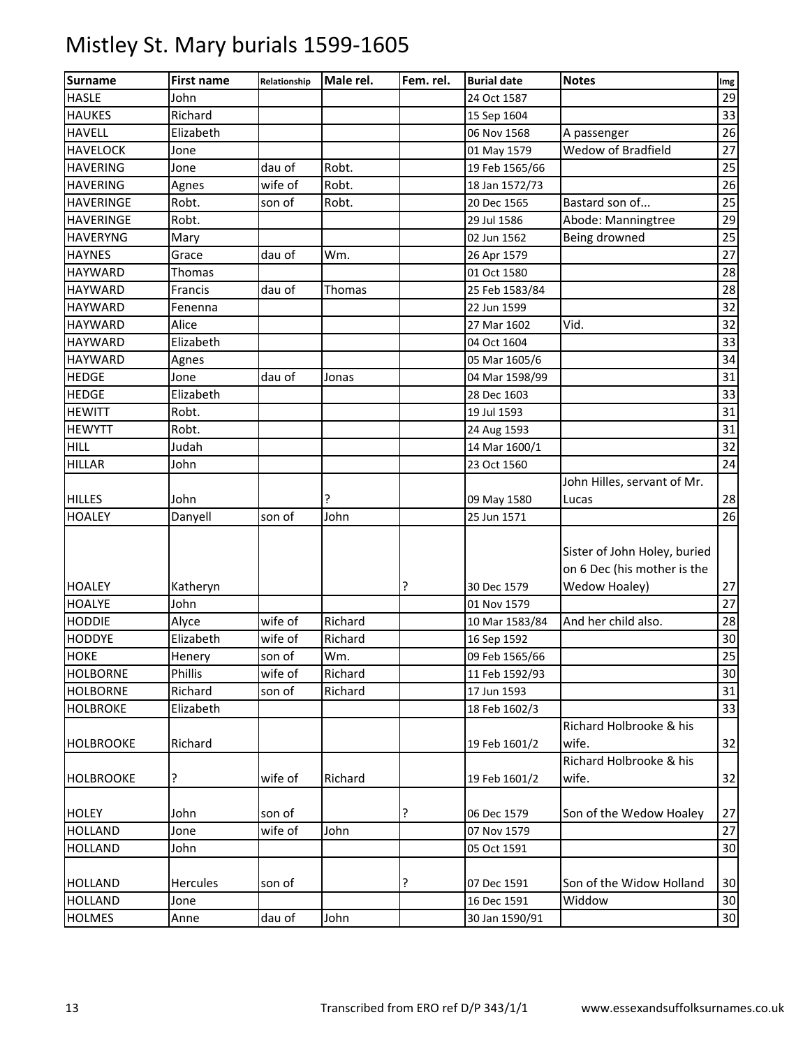# Mistley St. Mary burials 1599-1605

| Surname | First name | Relationship | Male rel. | Fem. rel. | Burial date | Notes | Img |
|---|---|---|---|---|---|---|---|
| HASLE | John | | | | 24 Oct 1587 | | 29 |
| HAUKES | Richard | | | | 15 Sep 1604 | | 33 |
| HAVELL | Elizabeth | | | | 06 Nov 1568 | A passenger | 26 |
| HAVELOCK | Jone | | | | 01 May 1579 | Wedow of Bradfield | 27 |
| HAVERING | Jone | dau of | Robt. | | 19 Feb 1565/66 | | 25 |
| HAVERING | Agnes | wife of | Robt. | | 18 Jan 1572/73 | | 26 |
| HAVERINGE | Robt. | son of | Robt. | | 20 Dec 1565 | Bastard son of... | 25 |
| HAVERINGE | Robt. | | | | 29 Jul 1586 | Abode: Manningtree | 29 |
| HAVERYNG | Mary | | | | 02 Jun 1562 | Being drowned | 25 |
| HAYNES | Grace | dau of | Wm. | | 26 Apr 1579 | | 27 |
| HAYWARD | Thomas | | | | 01 Oct 1580 | | 28 |
| HAYWARD | Francis | dau of | Thomas | | 25 Feb 1583/84 | | 28 |
| HAYWARD | Fenenna | | | | 22 Jun 1599 | | 32 |
| HAYWARD | Alice | | | | 27 Mar 1602 | Vid. | 32 |
| HAYWARD | Elizabeth | | | | 04 Oct 1604 | | 33 |
| HAYWARD | Agnes | | | | 05 Mar 1605/6 | | 34 |
| HEDGE | Jone | dau of | Jonas | | 04 Mar 1598/99 | | 31 |
| HEDGE | Elizabeth | | | | 28 Dec 1603 | | 33 |
| HEWITT | Robt. | | | | 19 Jul 1593 | | 31 |
| HEWYTT | Robt. | | | | 24 Aug 1593 | | 31 |
| HILL | Judah | | | | 14 Mar 1600/1 | | 32 |
| HILLAR | John | | | | 23 Oct 1560 | | 24 |
| HILLES | John | | ? | | 09 May 1580 | John Hilles, servant of Mr. Lucas | 28 |
| HOALEY | Danyell | son of | John | | 25 Jun 1571 | | 26 |
| HOALEY | Katheryn | | | ? | 30 Dec 1579 | Sister of John Holey, buried on 6 Dec (his mother is the Wedow Hoaley) | 27 |
| HOALYE | John | | | | 01 Nov 1579 | | 27 |
| HODDIE | Alyce | wife of | Richard | | 10 Mar 1583/84 | And her child also. | 28 |
| HODDYE | Elizabeth | wife of | Richard | | 16 Sep 1592 | | 30 |
| HOKE | Henery | son of | Wm. | | 09 Feb 1565/66 | | 25 |
| HOLBORNE | Phillis | wife of | Richard | | 11 Feb 1592/93 | | 30 |
| HOLBORNE | Richard | son of | Richard | | 17 Jun 1593 | | 31 |
| HOLBROKE | Elizabeth | | | | 18 Feb 1602/3 | | 33 |
| HOLBROOKE | Richard | | | | 19 Feb 1601/2 | Richard Holbrooke & his wife. | 32 |
| HOLBROOKE | ? | wife of | Richard | | 19 Feb 1601/2 | Richard Holbrooke & his wife. | 32 |
| HOLEY | John | son of | | ? | 06 Dec 1579 | Son of the Wedow Hoaley | 27 |
| HOLLAND | Jone | wife of | John | | 07 Nov 1579 | | 27 |
| HOLLAND | John | | | | 05 Oct 1591 | | 30 |
| HOLLAND | Hercules | son of | | ? | 07 Dec 1591 | Son of the Widow Holland | 30 |
| HOLLAND | Jone | | | | 16 Dec 1591 | Widdow | 30 |
| HOLMES | Anne | dau of | John | | 30 Jan 1590/91 | | 30 |

Transcribed from ERO ref D/P 343/1/1 www.essexandsuffolksurnames.co.uk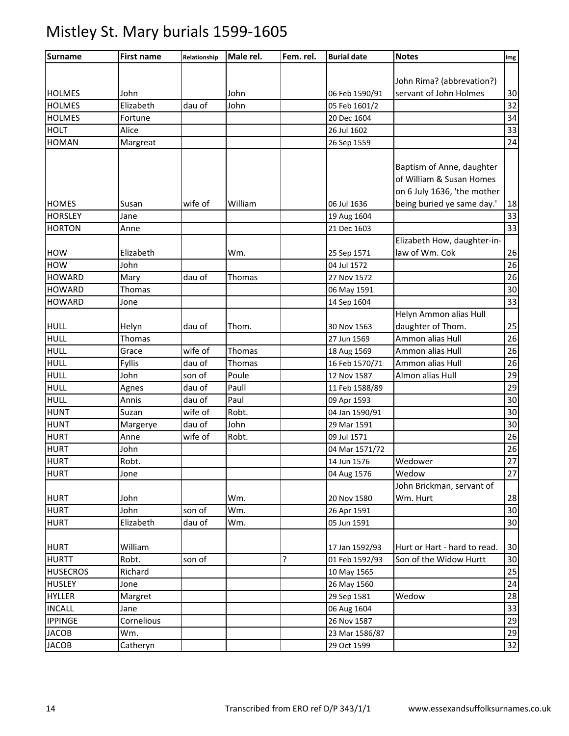# Mistley St. Mary burials 1599-1605

| Surname | First name | Relationship | Male rel. | Fem. rel. | Burial date | Notes | Img |
|---|---|---|---|---|---|---|---|
| HOLMES | John | | John | | 06 Feb 1590/91 | John Rima? (abbrevation?) servant of John Holmes | 30 |
| HOLMES | Elizabeth | dau of | John | | 05 Feb 1601/2 | | 32 |
| HOLMES | Fortune | | | | 20 Dec 1604 | | 34 |
| HOLT | Alice | | | | 26 Jul 1602 | | 33 |
| HOMAN | Margreat | | | | 26 Sep 1559 | | 24 |
| HOMES | Susan | wife of | William | | 06 Jul 1636 | Baptism of Anne, daughter of William & Susan Homes on 6 July 1636, 'the mother being buried ye same day.' | 18 |
| HORSLEY | Jane | | | | 19 Aug 1604 | | 33 |
| HORTON | Anne | | | | 21 Dec 1603 | | 33 |
| HOW | Elizabeth | | Wm. | | 25 Sep 1571 | Elizabeth How, daughter-in-law of Wm. Cok | 26 |
| HOW | John | | | | 04 Jul 1572 | | 26 |
| HOWARD | Mary | dau of | Thomas | | 27 Nov 1572 | | 26 |
| HOWARD | Thomas | | | | 06 May 1591 | | 30 |
| HOWARD | Jone | | | | 14 Sep 1604 | | 33 |
| HULL | Helyn | dau of | Thom. | | 30 Nov 1563 | Helyn Ammon alias Hull daughter of Thom. | 25 |
| HULL | Thomas | | | | 27 Jun 1569 | Ammon alias Hull | 26 |
| HULL | Grace | wife of | Thomas | | 18 Aug 1569 | Ammon alias Hull | 26 |
| HULL | Fyllis | dau of | Thomas | | 16 Feb 1570/71 | Ammon alias Hull | 26 |
| HULL | John | son of | Poule | | 12 Nov 1587 | Almon alias Hull | 29 |
| HULL | Agnes | dau of | Paull | | 11 Feb 1588/89 | | 29 |
| HULL | Annis | dau of | Paul | | 09 Apr 1593 | | 30 |
| HUNT | Suzan | wife of | Robt. | | 04 Jan 1590/91 | | 30 |
| HUNT | Margerye | dau of | John | | 29 Mar 1591 | | 30 |
| HURT | Anne | wife of | Robt. | | 09 Jul 1571 | | 26 |
| HURT | John | | | | 04 Mar 1571/72 | | 26 |
| HURT | Robt. | | | | 14 Jun 1576 | Wedower | 27 |
| HURT | Jone | | | | 04 Aug 1576 | Wedow | 27 |
| HURT | John | | Wm. | | 20 Nov 1580 | John Brickman, servant of Wm. Hurt | 28 |
| HURT | John | son of | Wm. | | 26 Apr 1591 | | 30 |
| HURT | Elizabeth | dau of | Wm. | | 05 Jun 1591 | | 30 |
| HURT | William | | | | 17 Jan 1592/93 | Hurt or Hart - hard to read. | 30 |
| HURTT | Robt. | son of | | ? | 01 Feb 1592/93 | Son of the Widow Hurtt | 30 |
| HUSECROS | Richard | | | | 10 May 1565 | | 25 |
| HUSLEY | Jone | | | | 26 May 1560 | | 24 |
| HYLLER | Margret | | | | 29 Sep 1581 | Wedow | 28 |
| INCALL | Jane | | | | 06 Aug 1604 | | 33 |
| IPPINGE | Cornelious | | | | 26 Nov 1587 | | 29 |
| JACOB | Wm. | | | | 23 Mar 1586/87 | | 29 |
| JACOB | Catheryn | | | | 29 Oct 1599 | | 32 |

Transcribed from ERO ref D/P 343/1/1 www.essexandsuffolksurnames.co.uk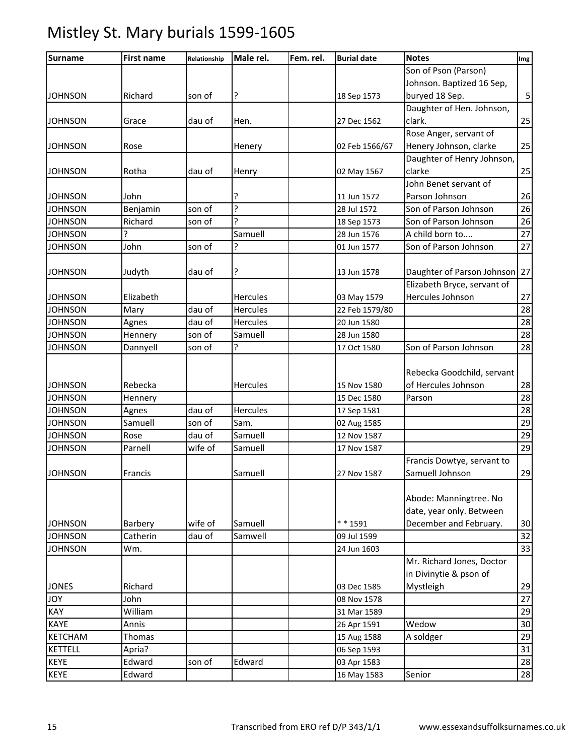# Mistley St. Mary burials 1599-1605

| Surname | First name | Relationship | Male rel. | Fem. rel. | Burial date | Notes | Img |
|---|---|---|---|---|---|---|---|
| JOHNSON | Richard | son of | ? | | 18 Sep 1573 | Son of Pson (Parson) Johnson. Baptized 16 Sep, buryed 18 Sep. | 5 |
| JOHNSON | Grace | dau of | Hen. | | 27 Dec 1562 | Daughter of Hen. Johnson, clark. | 25 |
| JOHNSON | Rose | | Henery | | 02 Feb 1566/67 | Rose Anger, servant of Henery Johnson, clarke | 25 |
| JOHNSON | Rotha | dau of | Henry | | 02 May 1567 | Daughter of Henry Johnson, clarke | 25 |
| JOHNSON | John | | ? | | 11 Jun 1572 | John Benet servant of Parson Johnson | 26 |
| JOHNSON | Benjamin | son of | ? | | 28 Jul 1572 | Son of Parson Johnson | 26 |
| JOHNSON | Richard | son of | ? | | 18 Sep 1573 | Son of Parson Johnson | 26 |
| JOHNSON | ? | | Samuell | | 28 Jun 1576 | A child born to.... | 27 |
| JOHNSON | John | son of | ? | | 01 Jun 1577 | Son of Parson Johnson | 27 |
| JOHNSON | Judyth | dau of | ? | | 13 Jun 1578 | Daughter of Parson Johnson | 27 |
| JOHNSON | Elizabeth | | Hercules | | 03 May 1579 | Elizabeth Bryce, servant of Hercules Johnson | 27 |
| JOHNSON | Mary | dau of | Hercules | | 22 Feb 1579/80 | | 28 |
| JOHNSON | Agnes | dau of | Hercules | | 20 Jun 1580 | | 28 |
| JOHNSON | Hennery | son of | Samuell | | 28 Jun 1580 | | 28 |
| JOHNSON | Dannyell | son of | ? | | 17 Oct 1580 | Son of Parson Johnson | 28 |
| JOHNSON | Rebecka | | Hercules | | 15 Nov 1580 | Rebecka Goodchild, servant of Hercules Johnson | 28 |
| JOHNSON | Hennery | | | | 15 Dec 1580 | Parson | 28 |
| JOHNSON | Agnes | dau of | Hercules | | 17 Sep 1581 | | 28 |
| JOHNSON | Samuell | son of | Sam. | | 02 Aug 1585 | | 29 |
| JOHNSON | Rose | dau of | Samuell | | 12 Nov 1587 | | 29 |
| JOHNSON | Parnell | wife of | Samuell | | 17 Nov 1587 | | 29 |
| JOHNSON | Francis | | Samuell | | 27 Nov 1587 | Francis Dowtye, servant to Samuell Johnson | 29 |
| JOHNSON | Barbery | wife of | Samuell | | * * 1591 | Abode: Manningtree. No date, year only. Between December and February. | 30 |
| JOHNSON | Catherin | dau of | Samwell | | 09 Jul 1599 | | 32 |
| JOHNSON | Wm. | | | | 24 Jun 1603 | | 33 |
| JONES | Richard | | | | 03 Dec 1585 | Mr. Richard Jones, Doctor in Divinytie & pson of Mystleigh | 29 |
| JOY | John | | | | 08 Nov 1578 | | 27 |
| KAY | William | | | | 31 Mar 1589 | | 29 |
| KAYE | Annis | | | | 26 Apr 1591 | Wedow | 30 |
| KETCHAM | Thomas | | | | 15 Aug 1588 | A soldger | 29 |
| KETTELL | Apria? | | | | 06 Sep 1593 | | 31 |
| KEYE | Edward | son of | Edward | | 03 Apr 1583 | | 28 |
| KEYE | Edward | | | | 16 May 1583 | Senior | 28 |

Transcribed from ERO ref D/P 343/1/1 www.essexandsuffolksurnames.co.uk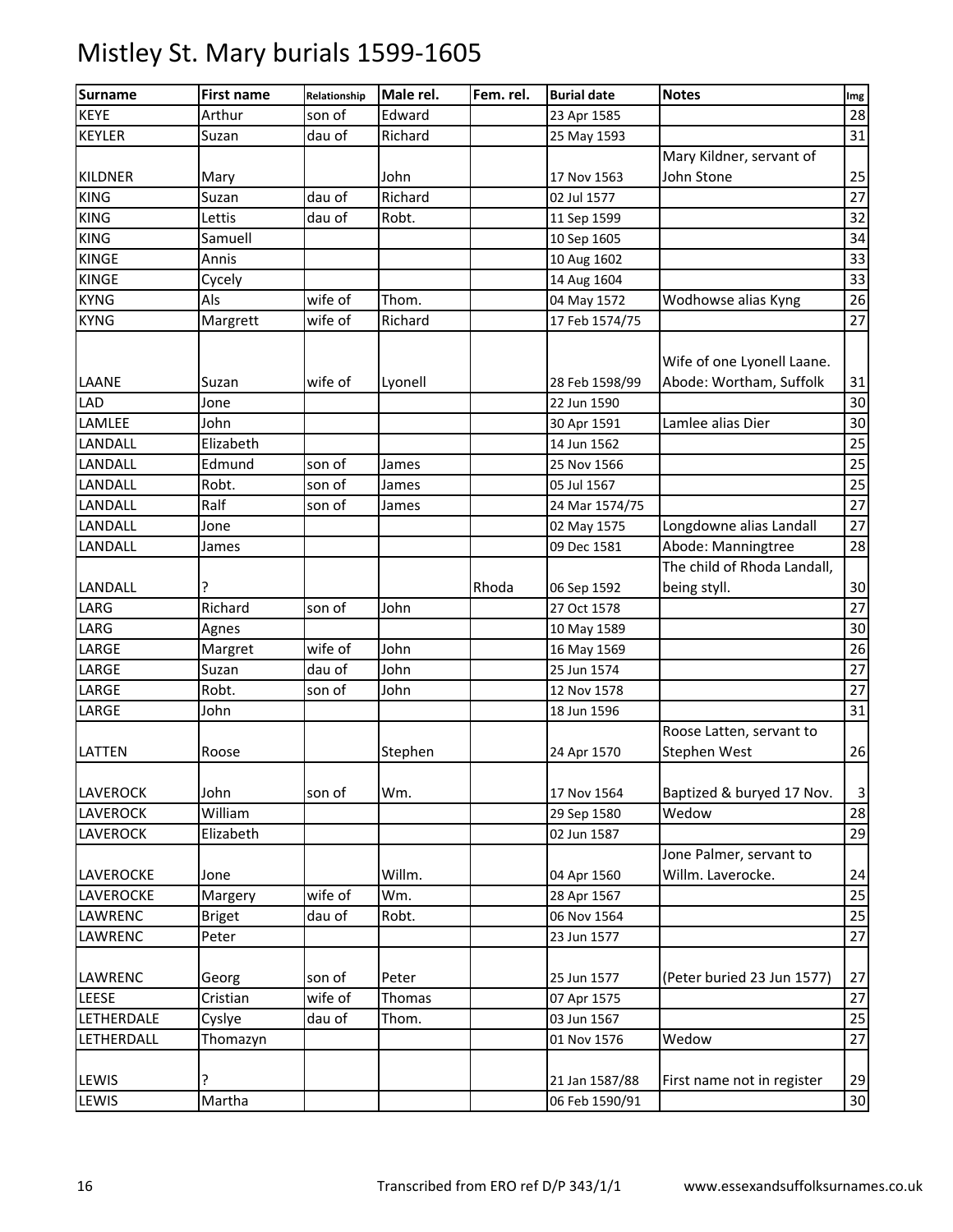# Mistley St. Mary burials 1599-1605

| Surname | First name | Relationship | Male rel. | Fem. rel. | Burial date | Notes | Img |
|---|---|---|---|---|---|---|---|
| KEYE | Arthur | son of | Edward | | 23 Apr 1585 | | 28 |
| KEYLER | Suzan | dau of | Richard | | 25 May 1593 | | 31 |
| KILDNER | Mary | | John | | 17 Nov 1563 | Mary Kildner, servant of John Stone | 25 |
| KING | Suzan | dau of | Richard | | 02 Jul 1577 | | 27 |
| KING | Lettis | dau of | Robt. | | 11 Sep 1599 | | 32 |
| KING | Samuell | | | | 10 Sep 1605 | | 34 |
| KINGE | Annis | | | | 10 Aug 1602 | | 33 |
| KINGE | Cycely | | | | 14 Aug 1604 | | 33 |
| KYNG | Als | wife of | Thom. | | 04 May 1572 | Wodhowse alias Kyng | 26 |
| KYNG | Margrett | wife of | Richard | | 17 Feb 1574/75 | | 27 |
| LAANE | Suzan | wife of | Lyonell | | 28 Feb 1598/99 | Wife of one Lyonell Laane. Abode: Wortham, Suffolk | 31 |
| LAD | Jone | | | | 22 Jun 1590 | | 30 |
| LAMLEE | John | | | | 30 Apr 1591 | Lamlee alias Dier | 30 |
| LANDALL | Elizabeth | | | | 14 Jun 1562 | | 25 |
| LANDALL | Edmund | son of | James | | 25 Nov 1566 | | 25 |
| LANDALL | Robt. | son of | James | | 05 Jul 1567 | | 25 |
| LANDALL | Ralf | son of | James | | 24 Mar 1574/75 | | 27 |
| LANDALL | Jone | | | | 02 May 1575 | Longdowne alias Landall | 27 |
| LANDALL | James | | | | 09 Dec 1581 | Abode: Manningtree | 28 |
| LANDALL | ? | | | Rhoda | 06 Sep 1592 | The child of Rhoda Landall, being styll. | 30 |
| LARG | Richard | son of | John | | 27 Oct 1578 | | 27 |
| LARG | Agnes | | | | 10 May 1589 | | 30 |
| LARGE | Margret | wife of | John | | 16 May 1569 | | 26 |
| LARGE | Suzan | dau of | John | | 25 Jun 1574 | | 27 |
| LARGE | Robt. | son of | John | | 12 Nov 1578 | | 27 |
| LARGE | John | | | | 18 Jun 1596 | | 31 |
| LATTEN | Roose | | Stephen | | 24 Apr 1570 | Roose Latten, servant to Stephen West | 26 |
| LAVEROCK | John | son of | Wm. | | 17 Nov 1564 | Baptized & buryed 17 Nov. | 3 |
| LAVEROCK | William | | | | 29 Sep 1580 | Wedow | 28 |
| LAVEROCK | Elizabeth | | | | 02 Jun 1587 | | 29 |
| LAVEROCKE | Jone | | Willm. | | 04 Apr 1560 | Jone Palmer, servant to Willm. Laverocke. | 24 |
| LAVEROCKE | Margery | wife of | Wm. | | 28 Apr 1567 | | 25 |
| LAWRENC | Briget | dau of | Robt. | | 06 Nov 1564 | | 25 |
| LAWRENC | Peter | | | | 23 Jun 1577 | | 27 |
| LAWRENC | Georg | son of | Peter | | 25 Jun 1577 | (Peter buried 23 Jun 1577) | 27 |
| LEESE | Cristian | wife of | Thomas | | 07 Apr 1575 | | 27 |
| LETHERDALE | Cyslye | dau of | Thom. | | 03 Jun 1567 | | 25 |
| LETHERDALL | Thomazyn | | | | 01 Nov 1576 | Wedow | 27 |
| LEWIS | ? | | | | 21 Jan 1587/88 | First name not in register | 29 |
| LEWIS | Martha | | | | 06 Feb 1590/91 | | 30 |

Transcribed from ERO ref D/P 343/1/1 www.essexandsuffolksurnames.co.uk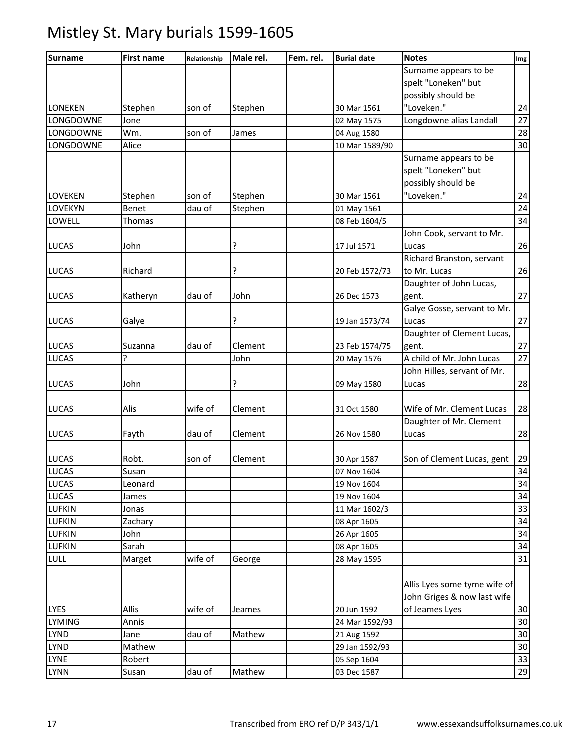# Mistley St. Mary burials 1599-1605

| Surname | First name | Relationship | Male rel. | Fem. rel. | Burial date | Notes | Img |
|---|---|---|---|---|---|---|---|
| LONEKEN | Stephen | son of | Stephen | | 30 Mar 1561 | Surname appears to be spelt "Loneken" but possibly should be "Loveken." | 24 |
| LONGDOWNE | Jone | | | | 02 May 1575 | Longdowne alias Landall | 27 |
| LONGDOWNE | Wm. | son of | James | | 04 Aug 1580 | | 28 |
| LONGDOWNE | Alice | | | | 10 Mar 1589/90 | | 30 |
| LOVEKEN | Stephen | son of | Stephen | | 30 Mar 1561 | Surname appears to be spelt "Loneken" but possibly should be "Loveken." | 24 |
| LOVEKYN | Benet | dau of | Stephen | | 01 May 1561 | | 24 |
| LOWELL | Thomas | | | | 08 Feb 1604/5 | | 34 |
| LUCAS | John | | ? | | 17 Jul 1571 | John Cook, servant to Mr. Lucas | 26 |
| LUCAS | Richard | | ? | | 20 Feb 1572/73 | Richard Branston, servant to Mr. Lucas | 26 |
| LUCAS | Katheryn | dau of | John | | 26 Dec 1573 | Daughter of John Lucas, gent. | 27 |
| LUCAS | Galye | | ? | | 19 Jan 1573/74 | Galye Gosse, servant to Mr. Lucas | 27 |
| LUCAS | Suzanna | dau of | Clement | | 23 Feb 1574/75 | Daughter of Clement Lucas, gent. | 27 |
| LUCAS | ? | | John | | 20 May 1576 | A child of Mr. John Lucas | 27 |
| LUCAS | John | | ? | | 09 May 1580 | John Hilles, servant of Mr. Lucas | 28 |
| LUCAS | Alis | wife of | Clement | | 31 Oct 1580 | Wife of Mr. Clement Lucas | 28 |
| LUCAS | Fayth | dau of | Clement | | 26 Nov 1580 | Daughter of Mr. Clement Lucas | 28 |
| LUCAS | Robt. | son of | Clement | | 30 Apr 1587 | Son of Clement Lucas, gent | 29 |
| LUCAS | Susan | | | | 07 Nov 1604 | | 34 |
| LUCAS | Leonard | | | | 19 Nov 1604 | | 34 |
| LUCAS | James | | | | 19 Nov 1604 | | 34 |
| LUFKIN | Jonas | | | | 11 Mar 1602/3 | | 33 |
| LUFKIN | Zachary | | | | 08 Apr 1605 | | 34 |
| LUFKIN | John | | | | 26 Apr 1605 | | 34 |
| LUFKIN | Sarah | | | | 08 Apr 1605 | | 34 |
| LULL | Marget | wife of | George | | 28 May 1595 | | 31 |
| LYES | Allis | wife of | Jeames | | 20 Jun 1592 | Allis Lyes some tyme wife of John Griges & now last wife of Jeames Lyes | 30 |
| LYMING | Annis | | | | 24 Mar 1592/93 | | 30 |
| LYND | Jane | dau of | Mathew | | 21 Aug 1592 | | 30 |
| LYND | Mathew | | | | 29 Jan 1592/93 | | 30 |
| LYNE | Robert | | | | 05 Sep 1604 | | 33 |
| LYNN | Susan | dau of | Mathew | | 03 Dec 1587 | | 29 |

Transcribed from ERO ref D/P 343/1/1 www.essexandsuffolksurnames.co.uk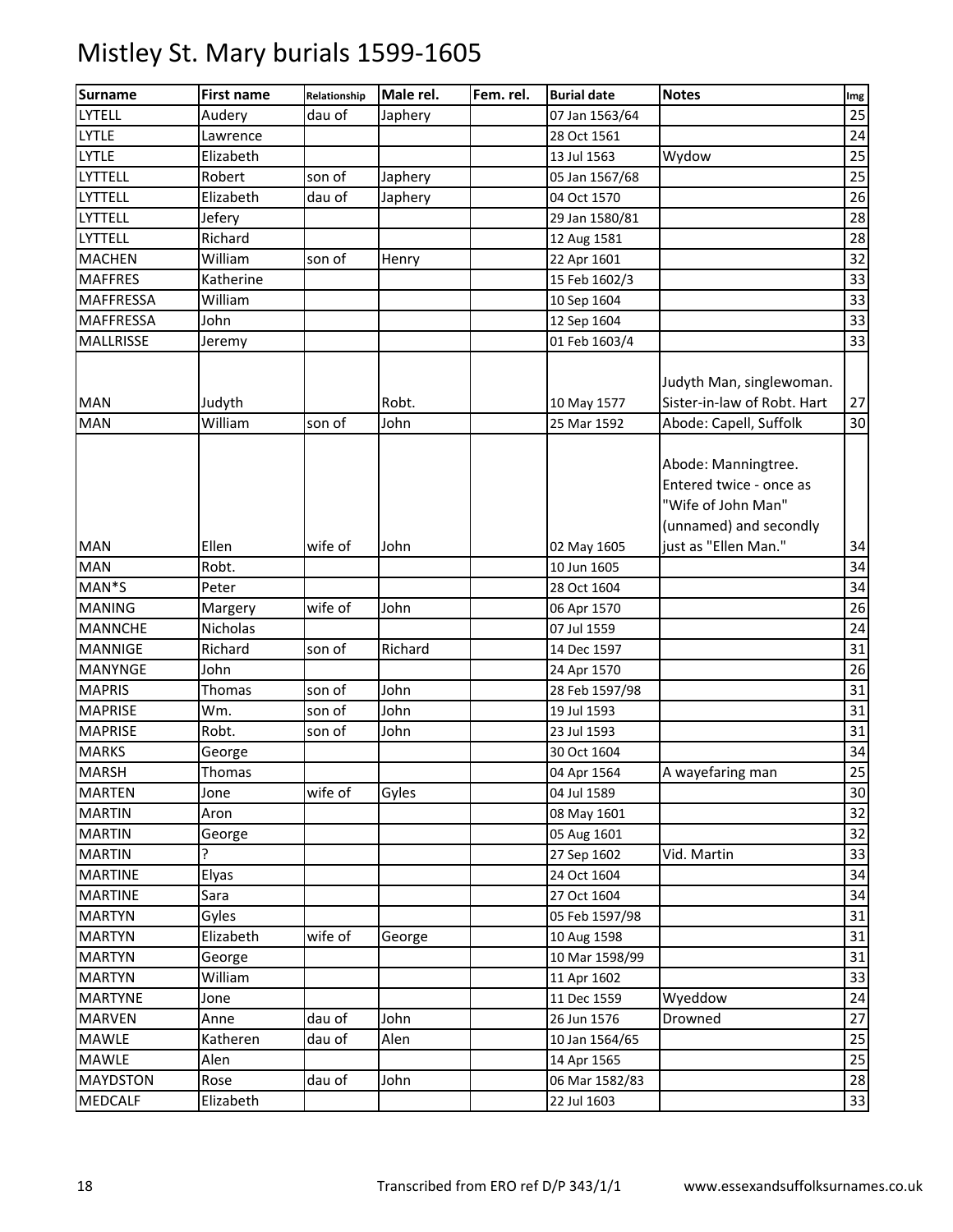# Mistley St. Mary burials 1599-1605

| Surname | First name | Relationship | Male rel. | Fem. rel. | Burial date | Notes | Img |
|---|---|---|---|---|---|---|---|
| LYTELL | Audery | dau of | Japhery | | 07 Jan 1563/64 | | 25 |
| LYTLE | Lawrence | | | | 28 Oct 1561 | | 24 |
| LYTLE | Elizabeth | | | | 13 Jul 1563 | Wydow | 25 |
| LYTTELL | Robert | son of | Japhery | | 05 Jan 1567/68 | | 25 |
| LYTTELL | Elizabeth | dau of | Japhery | | 04 Oct 1570 | | 26 |
| LYTTELL | Jefery | | | | 29 Jan 1580/81 | | 28 |
| LYTTELL | Richard | | | | 12 Aug 1581 | | 28 |
| MACHEN | William | son of | Henry | | 22 Apr 1601 | | 32 |
| MAFFRES | Katherine | | | | 15 Feb 1602/3 | | 33 |
| MAFFRESSA | William | | | | 10 Sep 1604 | | 33 |
| MAFFRESSA | John | | | | 12 Sep 1604 | | 33 |
| MALLRISSE | Jeremy | | | | 01 Feb 1603/4 | | 33 |
| MAN | Judyth | | Robt. | | 10 May 1577 | Judyth Man, singlewoman. Sister-in-law of Robt. Hart | 27 |
| MAN | William | son of | John | | 25 Mar 1592 | Abode: Capell, Suffolk | 30 |
| MAN | Ellen | wife of | John | | 02 May 1605 | Abode: Manningtree. Entered twice - once as "Wife of John Man" (unnamed) and secondly just as "Ellen Man." | 34 |
| MAN | Robt. | | | | 10 Jun 1605 | | 34 |
| MAN*S | Peter | | | | 28 Oct 1604 | | 34 |
| MANING | Margery | wife of | John | | 06 Apr 1570 | | 26 |
| MANNCHE | Nicholas | | | | 07 Jul 1559 | | 24 |
| MANNIGE | Richard | son of | Richard | | 14 Dec 1597 | | 31 |
| MANYNGE | John | | | | 24 Apr 1570 | | 26 |
| MAPRIS | Thomas | son of | John | | 28 Feb 1597/98 | | 31 |
| MAPRISE | Wm. | son of | John | | 19 Jul 1593 | | 31 |
| MAPRISE | Robt. | son of | John | | 23 Jul 1593 | | 31 |
| MARKS | George | | | | 30 Oct 1604 | | 34 |
| MARSH | Thomas | | | | 04 Apr 1564 | A wayefaring man | 25 |
| MARTEN | Jone | wife of | Gyles | | 04 Jul 1589 | | 30 |
| MARTIN | Aron | | | | 08 May 1601 | | 32 |
| MARTIN | George | | | | 05 Aug 1601 | | 32 |
| MARTIN | ? | | | | 27 Sep 1602 | Vid. Martin | 33 |
| MARTINE | Elyas | | | | 24 Oct 1604 | | 34 |
| MARTINE | Sara | | | | 27 Oct 1604 | | 34 |
| MARTYN | Gyles | | | | 05 Feb 1597/98 | | 31 |
| MARTYN | Elizabeth | wife of | George | | 10 Aug 1598 | | 31 |
| MARTYN | George | | | | 10 Mar 1598/99 | | 31 |
| MARTYN | William | | | | 11 Apr 1602 | | 33 |
| MARTYNE | Jone | | | | 11 Dec 1559 | Wyeddow | 24 |
| MARVEN | Anne | dau of | John | | 26 Jun 1576 | Drowned | 27 |
| MAWLE | Katheren | dau of | Alen | | 10 Jan 1564/65 | | 25 |
| MAWLE | Alen | | | | 14 Apr 1565 | | 25 |
| MAYDSTON | Rose | dau of | John | | 06 Mar 1582/83 | | 28 |
| MEDCALF | Elizabeth | | | | 22 Jul 1603 | | 33 |

Transcribed from ERO ref D/P 343/1/1 www.essexandsuffolksurnames.co.uk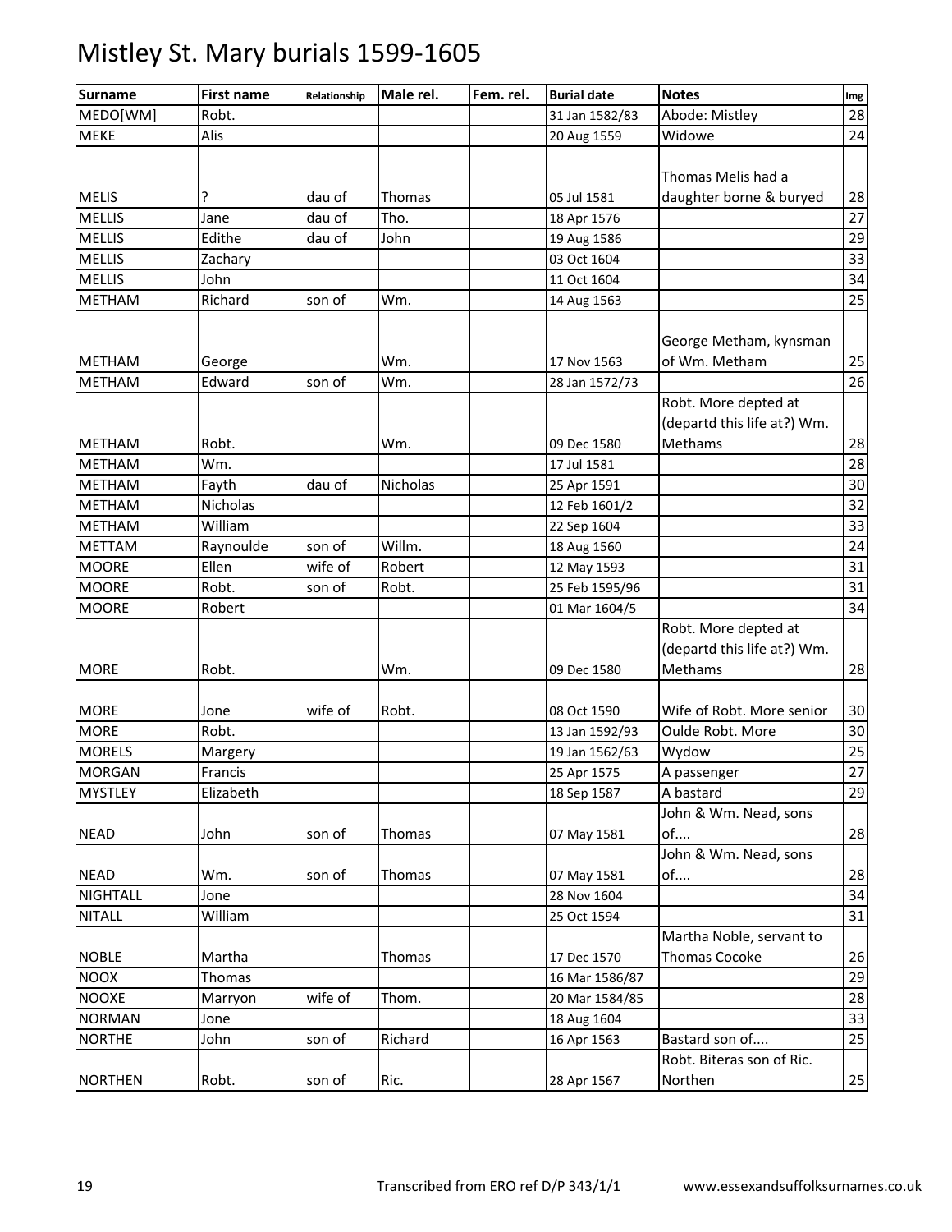# Mistley St. Mary burials 1599-1605

| Surname | First name | Relationship | Male rel. | Fem. rel. | Burial date | Notes | Img |
|---|---|---|---|---|---|---|---|
| MEDO[WM] | Robt. | | | | 31 Jan 1582/83 | Abode: Mistley | 28 |
| MEKE | Alis | | | | 20 Aug 1559 | Widowe | 24 |
| MELIS | ? | dau of | Thomas | | 05 Jul 1581 | Thomas Melis had a daughter borne & buryed | 28 |
| MELLIS | Jane | dau of | Tho. | | 18 Apr 1576 | | 27 |
| MELLIS | Edithe | dau of | John | | 19 Aug 1586 | | 29 |
| MELLIS | Zachary | | | | 03 Oct 1604 | | 33 |
| MELLIS | John | | | | 11 Oct 1604 | | 34 |
| METHAM | Richard | son of | Wm. | | 14 Aug 1563 | | 25 |
| METHAM | George | | Wm. | | 17 Nov 1563 | George Metham, kynsman of Wm. Metham | 25 |
| METHAM | Edward | son of | Wm. | | 28 Jan 1572/73 | | 26 |
| METHAM | Robt. | | Wm. | | 09 Dec 1580 | Robt. More depted at (departd this life at?) Wm. Methams | 28 |
| METHAM | Wm. | | | | 17 Jul 1581 | | 28 |
| METHAM | Fayth | dau of | Nicholas | | 25 Apr 1591 | | 30 |
| METHAM | Nicholas | | | | 12 Feb 1601/2 | | 32 |
| METHAM | William | | | | 22 Sep 1604 | | 33 |
| METTAM | Raynoulde | son of | Willm. | | 18 Aug 1560 | | 24 |
| MOORE | Ellen | wife of | Robert | | 12 May 1593 | | 31 |
| MOORE | Robt. | son of | Robt. | | 25 Feb 1595/96 | | 31 |
| MOORE | Robert | | | | 01 Mar 1604/5 | | 34 |
| MORE | Robt. | | Wm. | | 09 Dec 1580 | Robt. More depted at (departd this life at?) Wm. Methams | 28 |
| MORE | Jone | wife of | Robt. | | 08 Oct 1590 | Wife of Robt. More senior | 30 |
| MORE | Robt. | | | | 13 Jan 1592/93 | Oulde Robt. More | 30 |
| MORELS | Margery | | | | 19 Jan 1562/63 | Wydow | 25 |
| MORGAN | Francis | | | | 25 Apr 1575 | A passenger | 27 |
| MYSTLEY | Elizabeth | | | | 18 Sep 1587 | A bastard | 29 |
| NEAD | John | son of | Thomas | | 07 May 1581 | John & Wm. Nead, sons of.... | 28 |
| NEAD | Wm. | son of | Thomas | | 07 May 1581 | John & Wm. Nead, sons of.... | 28 |
| NIGHTALL | Jone | | | | 28 Nov 1604 | | 34 |
| NITALL | William | | | | 25 Oct 1594 | | 31 |
| NOBLE | Martha | | Thomas | | 17 Dec 1570 | Martha Noble, servant to Thomas Cocoke | 26 |
| NOOX | Thomas | | | | 16 Mar 1586/87 | | 29 |
| NOOXE | Marryon | wife of | Thom. | | 20 Mar 1584/85 | | 28 |
| NORMAN | Jone | | | | 18 Aug 1604 | | 33 |
| NORTHE | John | son of | Richard | | 16 Apr 1563 | Bastard son of.... | 25 |
| NORTHEN | Robt. | son of | Ric. | | 28 Apr 1567 | Robt. Biteras son of Ric. Northen | 25 |

Transcribed from ERO ref D/P 343/1/1 www.essexandsuffolksurnames.co.uk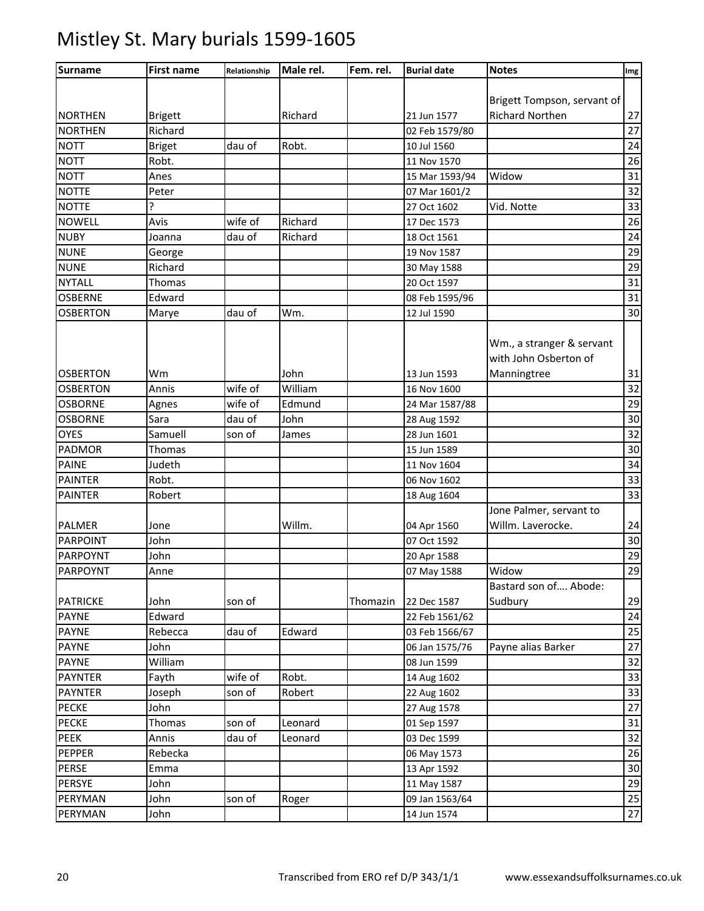# Mistley St. Mary burials 1599-1605

| Surname | First name | Relationship | Male rel. | Fem. rel. | Burial date | Notes | Img |
|---|---|---|---|---|---|---|---|
| NORTHEN | Brigett | | Richard | | 21 Jun 1577 | Brigett Tompson, servant of Richard Northen | 27 |
| NORTHEN | Richard | | | | 02 Feb 1579/80 | | 27 |
| NOTT | Briget | dau of | Robt. | | 10 Jul 1560 | | 24 |
| NOTT | Robt. | | | | 11 Nov 1570 | | 26 |
| NOTT | Anes | | | | 15 Mar 1593/94 | Widow | 31 |
| NOTTE | Peter | | | | 07 Mar 1601/2 | | 32 |
| NOTTE | ? | | | | 27 Oct 1602 | Vid. Notte | 33 |
| NOWELL | Avis | wife of | Richard | | 17 Dec 1573 | | 26 |
| NUBY | Joanna | dau of | Richard | | 18 Oct 1561 | | 24 |
| NUNE | George | | | | 19 Nov 1587 | | 29 |
| NUNE | Richard | | | | 30 May 1588 | | 29 |
| NYTALL | Thomas | | | | 20 Oct 1597 | | 31 |
| OSBERNE | Edward | | | | 08 Feb 1595/96 | | 31 |
| OSBERTON | Marye | dau of | Wm. | | 12 Jul 1590 | | 30 |
| OSBERTON | Wm | | John | | 13 Jun 1593 | Wm., a stranger & servant with John Osberton of Manningtree | 31 |
| OSBERTON | Annis | wife of | William | | 16 Nov 1600 | | 32 |
| OSBORNE | Agnes | wife of | Edmund | | 24 Mar 1587/88 | | 29 |
| OSBORNE | Sara | dau of | John | | 28 Aug 1592 | | 30 |
| OYES | Samuell | son of | James | | 28 Jun 1601 | | 32 |
| PADMOR | Thomas | | | | 15 Jun 1589 | | 30 |
| PAINE | Judeth | | | | 11 Nov 1604 | | 34 |
| PAINTER | Robt. | | | | 06 Nov 1602 | | 33 |
| PAINTER | Robert | | | | 18 Aug 1604 | | 33 |
| PALMER | Jone | | Willm. | | 04 Apr 1560 | Jone Palmer, servant to Willm. Laverocke. | 24 |
| PARPOINT | John | | | | 07 Oct 1592 | | 30 |
| PARPOYNT | John | | | | 20 Apr 1588 | | 29 |
| PARPOYNT | Anne | | | | 07 May 1588 | Widow | 29 |
| PATRICKE | John | son of | | Thomazin | 22 Dec 1587 | Bastard son of.... Abode: Sudbury | 29 |
| PAYNE | Edward | | | | 22 Feb 1561/62 | | 24 |
| PAYNE | Rebecca | dau of | Edward | | 03 Feb 1566/67 | | 25 |
| PAYNE | John | | | | 06 Jan 1575/76 | Payne alias Barker | 27 |
| PAYNE | William | | | | 08 Jun 1599 | | 32 |
| PAYNTER | Fayth | wife of | Robt. | | 14 Aug 1602 | | 33 |
| PAYNTER | Joseph | son of | Robert | | 22 Aug 1602 | | 33 |
| PECKE | John | | | | 27 Aug 1578 | | 27 |
| PECKE | Thomas | son of | Leonard | | 01 Sep 1597 | | 31 |
| PEEK | Annis | dau of | Leonard | | 03 Dec 1599 | | 32 |
| PEPPER | Rebecka | | | | 06 May 1573 | | 26 |
| PERSE | Emma | | | | 13 Apr 1592 | | 30 |
| PERSYE | John | | | | 11 May 1587 | | 29 |
| PERYMAN | John | son of | Roger | | 09 Jan 1563/64 | | 25 |
| PERYMAN | John | | | | 14 Jun 1574 | | 27 |

Transcribed from ERO ref D/P 343/1/1 www.essexandsuffolksurnames.co.uk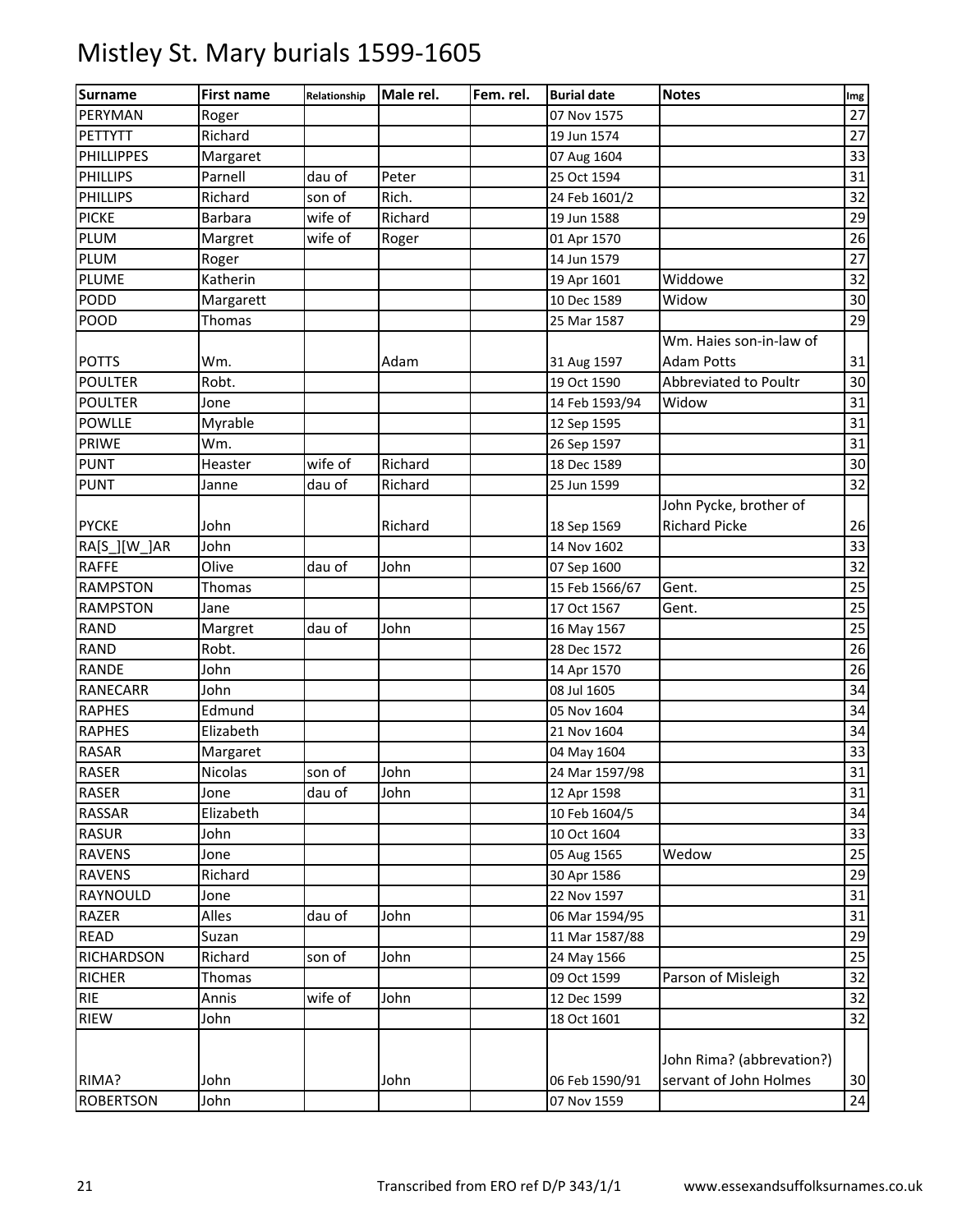# Mistley St. Mary burials 1599-1605

| Surname | First name | Relationship | Male rel. | Fem. rel. | Burial date | Notes | Img |
|---|---|---|---|---|---|---|---|
| PERYMAN | Roger | | | | 07 Nov 1575 | | 27 |
| PETTYTT | Richard | | | | 19 Jun 1574 | | 27 |
| PHILLIPPES | Margaret | | | | 07 Aug 1604 | | 33 |
| PHILLIPS | Parnell | dau of | Peter | | 25 Oct 1594 | | 31 |
| PHILLIPS | Richard | son of | Rich. | | 24 Feb 1601/2 | | 32 |
| PICKE | Barbara | wife of | Richard | | 19 Jun 1588 | | 29 |
| PLUM | Margret | wife of | Roger | | 01 Apr 1570 | | 26 |
| PLUM | Roger | | | | 14 Jun 1579 | | 27 |
| PLUME | Katherin | | | | 19 Apr 1601 | Widdowe | 32 |
| PODD | Margarett | | | | 10 Dec 1589 | Widow | 30 |
| POOD | Thomas | | | | 25 Mar 1587 | | 29 |
| POTTS | Wm. | | Adam | | 31 Aug 1597 | Wm. Haies son-in-law of Adam Potts | 31 |
| POULTER | Robt. | | | | 19 Oct 1590 | Abbreviated to Poultr | 30 |
| POULTER | Jone | | | | 14 Feb 1593/94 | Widow | 31 |
| POWLLE | Myrable | | | | 12 Sep 1595 | | 31 |
| PRIWE | Wm. | | | | 26 Sep 1597 | | 31 |
| PUNT | Heaster | wife of | Richard | | 18 Dec 1589 | | 30 |
| PUNT | Janne | dau of | Richard | | 25 Jun 1599 | | 32 |
| PYCKE | John | | Richard | | 18 Sep 1569 | John Pycke, brother of Richard Picke | 26 |
| RA[S_][W_]AR | John | | | | 14 Nov 1602 | | 33 |
| RAFFE | Olive | dau of | John | | 07 Sep 1600 | | 32 |
| RAMPSTON | Thomas | | | | 15 Feb 1566/67 | Gent. | 25 |
| RAMPSTON | Jane | | | | 17 Oct 1567 | Gent. | 25 |
| RAND | Margret | dau of | John | | 16 May 1567 | | 25 |
| RAND | Robt. | | | | 28 Dec 1572 | | 26 |
| RANDE | John | | | | 14 Apr 1570 | | 26 |
| RANECARR | John | | | | 08 Jul 1605 | | 34 |
| RAPHES | Edmund | | | | 05 Nov 1604 | | 34 |
| RAPHES | Elizabeth | | | | 21 Nov 1604 | | 34 |
| RASAR | Margaret | | | | 04 May 1604 | | 33 |
| RASER | Nicolas | son of | John | | 24 Mar 1597/98 | | 31 |
| RASER | Jone | dau of | John | | 12 Apr 1598 | | 31 |
| RASSAR | Elizabeth | | | | 10 Feb 1604/5 | | 34 |
| RASUR | John | | | | 10 Oct 1604 | | 33 |
| RAVENS | Jone | | | | 05 Aug 1565 | Wedow | 25 |
| RAVENS | Richard | | | | 30 Apr 1586 | | 29 |
| RAYNOULD | Jone | | | | 22 Nov 1597 | | 31 |
| RAZER | Alles | dau of | John | | 06 Mar 1594/95 | | 31 |
| READ | Suzan | | | | 11 Mar 1587/88 | | 29 |
| RICHARDSON | Richard | son of | John | | 24 May 1566 | | 25 |
| RICHER | Thomas | | | | 09 Oct 1599 | Parson of Misleigh | 32 |
| RIE | Annis | wife of | John | | 12 Dec 1599 | | 32 |
| RIEW | John | | | | 18 Oct 1601 | | 32 |
| RIMA? | John | | John | | 06 Feb 1590/91 | John Rima? (abbreviation?) servant of John Holmes | 30 |
| ROBERTSON | John | | | | 07 Nov 1559 | | 24 |

Transcribed from ERO ref D/P 343/1/1 www.essexandsuffolksurnames.co.uk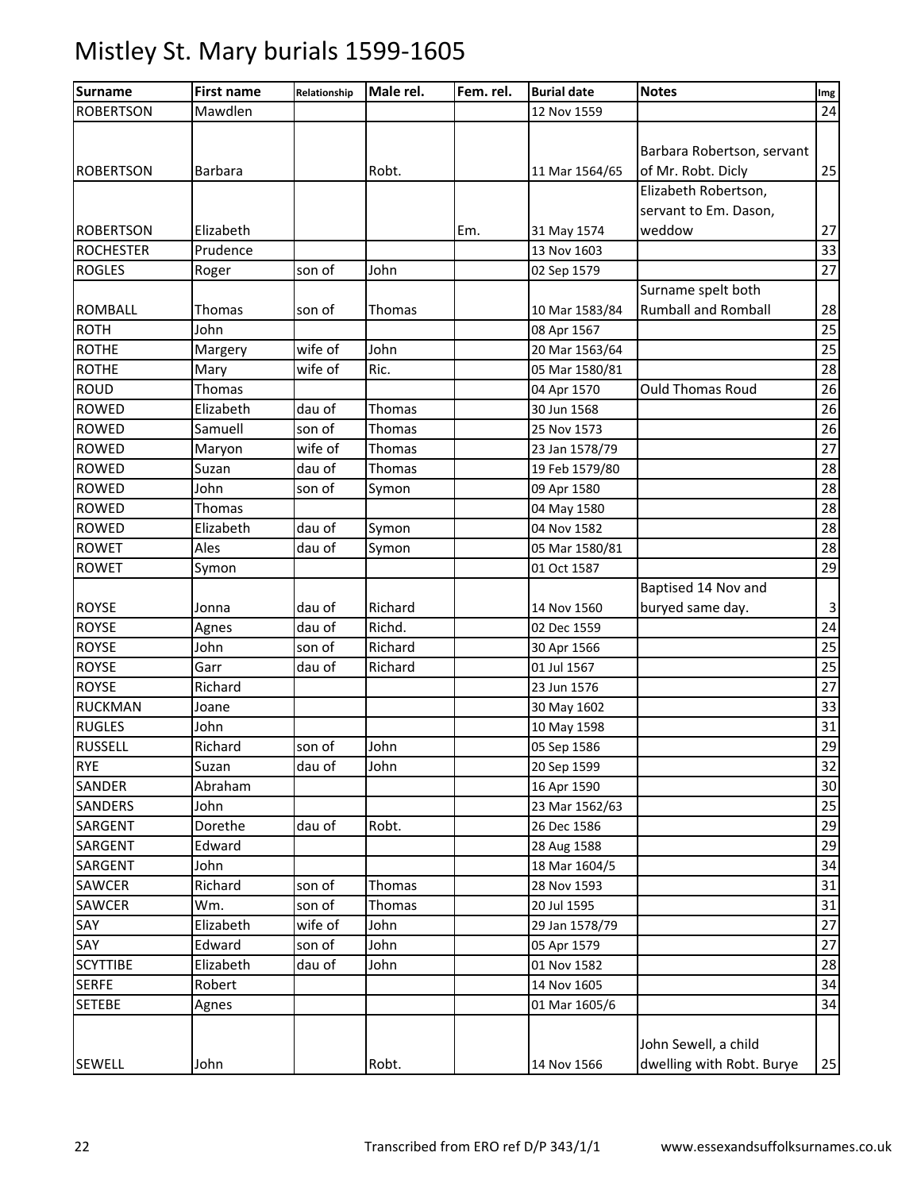# Mistley St. Mary burials 1599-1605

| Surname | First name | Relationship | Male rel. | Fem. rel. | Burial date | Notes | Img |
|---|---|---|---|---|---|---|---|
| ROBERTSON | Mawdlen | | | | 12 Nov 1559 | | 24 |
| ROBERTSON | Barbara | | Robt. | | 11 Mar 1564/65 | Barbara Robertson, servant of Mr. Robt. Dicly | 25 |
| ROBERTSON | Elizabeth | | | Em. | 31 May 1574 | Elizabeth Robertson, servant to Em. Dason, weddow | 27 |
| ROCHESTER | Prudence | | | | 13 Nov 1603 | | 33 |
| ROGLES | Roger | son of | John | | 02 Sep 1579 | | 27 |
| ROMBALL | Thomas | son of | Thomas | | 10 Mar 1583/84 | Surname spelt both Rumball and Romball | 28 |
| ROTH | John | | | | 08 Apr 1567 | | 25 |
| ROTHE | Margery | wife of | John | | 20 Mar 1563/64 | | 25 |
| ROTHE | Mary | wife of | Ric. | | 05 Mar 1580/81 | | 28 |
| ROUD | Thomas | | | | 04 Apr 1570 | Ould Thomas Roud | 26 |
| ROWED | Elizabeth | dau of | Thomas | | 30 Jun 1568 | | 26 |
| ROWED | Samuell | son of | Thomas | | 25 Nov 1573 | | 26 |
| ROWED | Maryon | wife of | Thomas | | 23 Jan 1578/79 | | 27 |
| ROWED | Suzan | dau of | Thomas | | 19 Feb 1579/80 | | 28 |
| ROWED | John | son of | Symon | | 09 Apr 1580 | | 28 |
| ROWED | Thomas | | | | 04 May 1580 | | 28 |
| ROWED | Elizabeth | dau of | Symon | | 04 Nov 1582 | | 28 |
| ROWET | Ales | dau of | Symon | | 05 Mar 1580/81 | | 28 |
| ROWET | Symon | | | | 01 Oct 1587 | | 29 |
| ROYSE | Jonna | dau of | Richard | | 14 Nov 1560 | Baptised 14 Nov and buryed same day. | 3 |
| ROYSE | Agnes | dau of | Richd. | | 02 Dec 1559 | | 24 |
| ROYSE | John | son of | Richard | | 30 Apr 1566 | | 25 |
| ROYSE | Garr | dau of | Richard | | 01 Jul 1567 | | 25 |
| ROYSE | Richard | | | | 23 Jun 1576 | | 27 |
| RUCKMAN | Joane | | | | 30 May 1602 | | 33 |
| RUGLES | John | | | | 10 May 1598 | | 31 |
| RUSSELL | Richard | son of | John | | 05 Sep 1586 | | 29 |
| RYE | Suzan | dau of | John | | 20 Sep 1599 | | 32 |
| SANDER | Abraham | | | | 16 Apr 1590 | | 30 |
| SANDERS | John | | | | 23 Mar 1562/63 | | 25 |
| SARGENT | Dorethe | dau of | Robt. | | 26 Dec 1586 | | 29 |
| SARGENT | Edward | | | | 28 Aug 1588 | | 29 |
| SARGENT | John | | | | 18 Mar 1604/5 | | 34 |
| SAWCER | Richard | son of | Thomas | | 28 Nov 1593 | | 31 |
| SAWCER | Wm. | son of | Thomas | | 20 Jul 1595 | | 31 |
| SAY | Elizabeth | wife of | John | | 29 Jan 1578/79 | | 27 |
| SAY | Edward | son of | John | | 05 Apr 1579 | | 27 |
| SCYTTIBE | Elizabeth | dau of | John | | 01 Nov 1582 | | 28 |
| SERFE | Robert | | | | 14 Nov 1605 | | 34 |
| SETEBE | Agnes | | | | 01 Mar 1605/6 | | 34 |
| SEWELL | John | | Robt. | | 14 Nov 1566 | John Sewell, a child dwelling with Robt. Burye | 25 |

Transcribed from ERO ref D/P 343/1/1 www.essexandsuffolksurnames.co.uk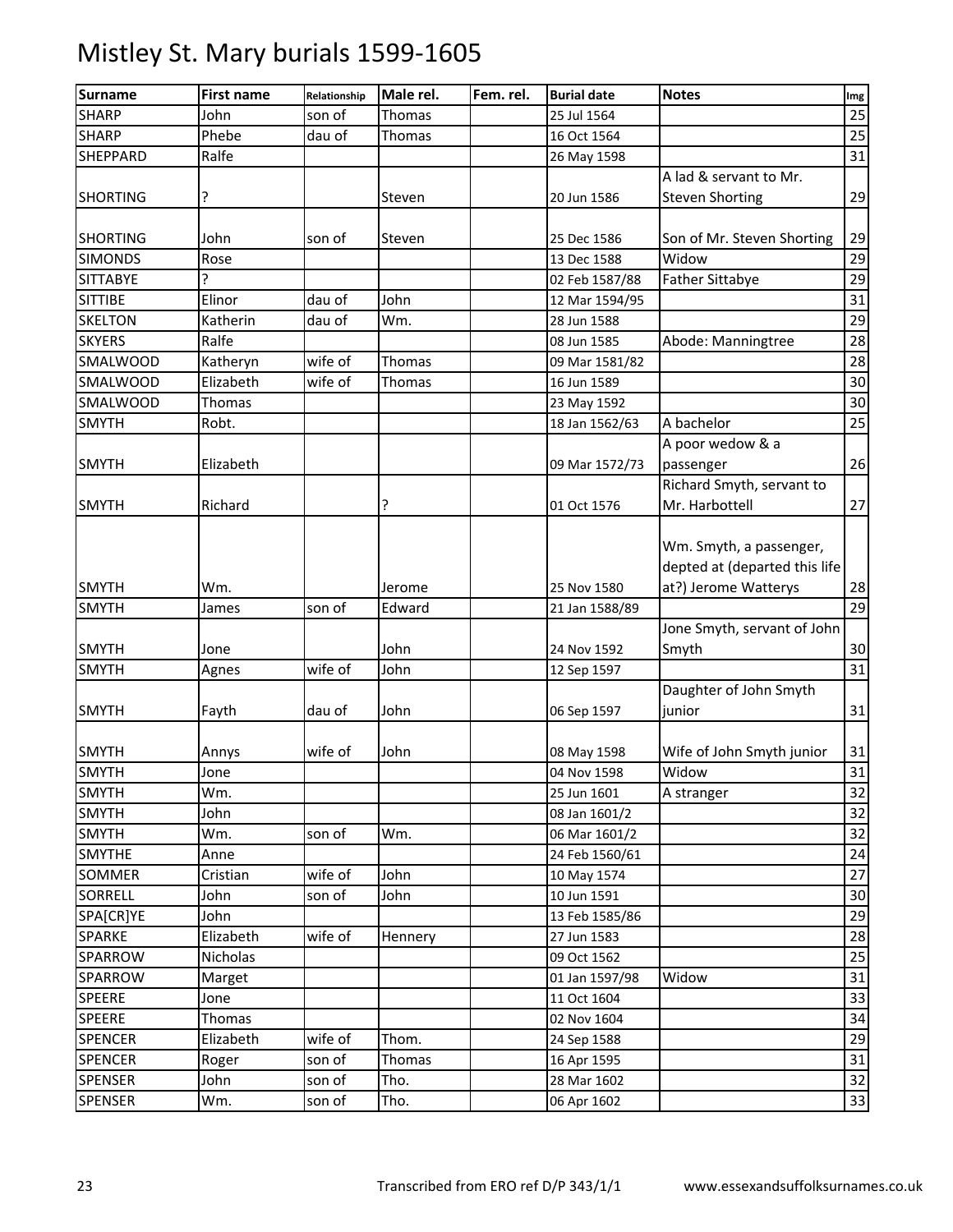# Mistley St. Mary burials 1599-1605

| Surname | First name | Relationship | Male rel. | Fem. rel. | Burial date | Notes | Img |
|---|---|---|---|---|---|---|---|
| SHARP | John | son of | Thomas | | 25 Jul 1564 | | 25 |
| SHARP | Phebe | dau of | Thomas | | 16 Oct 1564 | | 25 |
| SHEPPARD | Ralfe | | | | 26 May 1598 | | 31 |
| SHORTING | ? | | Steven | | 20 Jun 1586 | A lad & servant to Mr. Steven Shorting | 29 |
| SHORTING | John | son of | Steven | | 25 Dec 1586 | Son of Mr. Steven Shorting | 29 |
| SIMONDS | Rose | | | | 13 Dec 1588 | Widow | 29 |
| SITTABYE | ? | | | | 02 Feb 1587/88 | Father Sittabye | 29 |
| SITTIBE | Elinor | dau of | John | | 12 Mar 1594/95 | | 31 |
| SKELTON | Katherin | dau of | Wm. | | 28 Jun 1588 | | 29 |
| SKYERS | Ralfe | | | | 08 Jun 1585 | Abode: Manningtree | 28 |
| SMALWOOD | Katheryn | wife of | Thomas | | 09 Mar 1581/82 | | 28 |
| SMALWOOD | Elizabeth | wife of | Thomas | | 16 Jun 1589 | | 30 |
| SMALWOOD | Thomas | | | | 23 May 1592 | | 30 |
| SMYTH | Robt. | | | | 18 Jan 1562/63 | A bachelor | 25 |
| SMYTH | Elizabeth | | | | 09 Mar 1572/73 | A poor wedow & a passenger | 26 |
| SMYTH | Richard | | ? | | 01 Oct 1576 | Richard Smyth, servant to Mr. Harbottell | 27 |
| SMYTH | Wm. | | Jerome | | 25 Nov 1580 | Wm. Smyth, a passenger, depted at (departed this life at?) Jerome Watterys | 28 |
| SMYTH | James | son of | Edward | | 21 Jan 1588/89 | | 29 |
| SMYTH | Jone | | John | | 24 Nov 1592 | Jone Smyth, servant of John Smyth | 30 |
| SMYTH | Agnes | wife of | John | | 12 Sep 1597 | | 31 |
| SMYTH | Fayth | dau of | John | | 06 Sep 1597 | Daughter of John Smyth junior | 31 |
| SMYTH | Annys | wife of | John | | 08 May 1598 | Wife of John Smyth junior | 31 |
| SMYTH | Jone | | | | 04 Nov 1598 | Widow | 31 |
| SMYTH | Wm. | | | | 25 Jun 1601 | A stranger | 32 |
| SMYTH | John | | | | 08 Jan 1601/2 | | 32 |
| SMYTH | Wm. | son of | Wm. | | 06 Mar 1601/2 | | 32 |
| SMYTHE | Anne | | | | 24 Feb 1560/61 | | 24 |
| SOMMER | Cristian | wife of | John | | 10 May 1574 | | 27 |
| SORRELL | John | son of | John | | 10 Jun 1591 | | 30 |
| SPA[CR]YE | John | | | | 13 Feb 1585/86 | | 29 |
| SPARKE | Elizabeth | wife of | Hennery | | 27 Jun 1583 | | 28 |
| SPARROW | Nicholas | | | | 09 Oct 1562 | | 25 |
| SPARROW | Marget | | | | 01 Jan 1597/98 | Widow | 31 |
| SPEERE | Jone | | | | 11 Oct 1604 | | 33 |
| SPEERE | Thomas | | | | 02 Nov 1604 | | 34 |
| SPENCER | Elizabeth | wife of | Thom. | | 24 Sep 1588 | | 29 |
| SPENCER | Roger | son of | Thomas | | 16 Apr 1595 | | 31 |
| SPENSER | John | son of | Tho. | | 28 Mar 1602 | | 32 |
| SPENSER | Wm. | son of | Tho. | | 06 Apr 1602 | | 33 |

Transcribed from ERO ref D/P 343/1/1 www.essexandsuffolksurnames.co.uk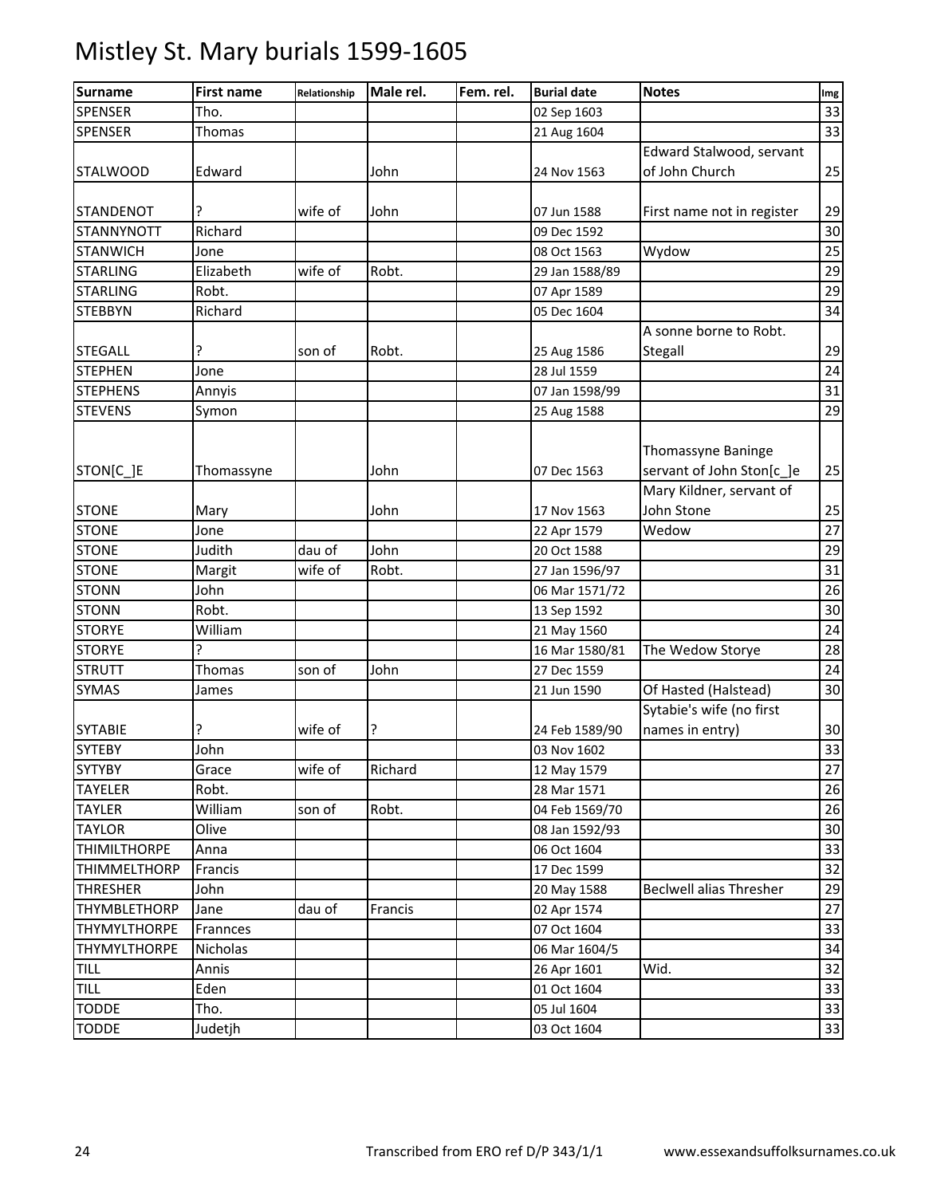# Mistley St. Mary burials 1599-1605

| Surname | First name | Relationship | Male rel. | Fem. rel. | Burial date | Notes | Img |
|---|---|---|---|---|---|---|---|
| SPENSER | Tho. | | | | 02 Sep 1603 | | 33 |
| SPENSER | Thomas | | | | 21 Aug 1604 | | 33 |
| STALWOOD | Edward | | John | | 24 Nov 1563 | Edward Stalwood, servant of John Church | 25 |
| STANDENOT | ? | wife of | John | | 07 Jun 1588 | First name not in register | 29 |
| STANNYNOTT | Richard | | | | 09 Dec 1592 | | 30 |
| STANWICH | Jone | | | | 08 Oct 1563 | Wydow | 25 |
| STARLING | Elizabeth | wife of | Robt. | | 29 Jan 1588/89 | | 29 |
| STARLING | Robt. | | | | 07 Apr 1589 | | 29 |
| STEBBYN | Richard | | | | 05 Dec 1604 | | 34 |
| STEGALL | ? | son of | Robt. | | 25 Aug 1586 | A sonne borne to Robt. Stegall | 29 |
| STEPHEN | Jone | | | | 28 Jul 1559 | | 24 |
| STEPHENS | Annyis | | | | 07 Jan 1598/99 | | 31 |
| STEVENS | Symon | | | | 25 Aug 1588 | | 29 |
| STON[C_]E | Thomassyne | | John | | 07 Dec 1563 | Thomassyne Baninge servant of John Ston[c_]e | 25 |
| STONE | Mary | | John | | 17 Nov 1563 | Mary Kildner, servant of John Stone | 25 |
| STONE | Jone | | | | 22 Apr 1579 | Wedow | 27 |
| STONE | Judith | dau of | John | | 20 Oct 1588 | | 29 |
| STONE | Margit | wife of | Robt. | | 27 Jan 1596/97 | | 31 |
| STONN | John | | | | 06 Mar 1571/72 | | 26 |
| STONN | Robt. | | | | 13 Sep 1592 | | 30 |
| STORYE | William | | | | 21 May 1560 | | 24 |
| STORYE | ? | | | | 16 Mar 1580/81 | The Wedow Storye | 28 |
| STRUTT | Thomas | son of | John | | 27 Dec 1559 | | 24 |
| SYMAS | James | | | | 21 Jun 1590 | Of Hasted (Halstead) | 30 |
| SYTABIE | ? | wife of | ? | | 24 Feb 1589/90 | Sytabie's wife (no first names in entry) | 30 |
| SYTEBY | John | | | | 03 Nov 1602 | | 33 |
| SYTYBY | Grace | wife of | Richard | | 12 May 1579 | | 27 |
| TAYELER | Robt. | | | | 28 Mar 1571 | | 26 |
| TAYLER | William | son of | Robt. | | 04 Feb 1569/70 | | 26 |
| TAYLOR | Olive | | | | 08 Jan 1592/93 | | 30 |
| THIMILTHORPE | Anna | | | | 06 Oct 1604 | | 33 |
| THIMMELTHORP | Francis | | | | 17 Dec 1599 | | 32 |
| THRESHER | John | | | | 20 May 1588 | Beclwell alias Thresher | 29 |
| THYMBLETHORP | Jane | dau of | Francis | | 02 Apr 1574 | | 27 |
| THYMYLTHORPE | Frannces | | | | 07 Oct 1604 | | 33 |
| THYMYLTHORPE | Nicholas | | | | 06 Mar 1604/5 | | 34 |
| TILL | Annis | | | | 26 Apr 1601 | Wid. | 32 |
| TILL | Eden | | | | 01 Oct 1604 | | 33 |
| TODDE | Tho. | | | | 05 Jul 1604 | | 33 |
| TODDE | Judetjh | | | | 03 Oct 1604 | | 33 |

Transcribed from ERO ref D/P 343/1/1 www.essexandsuffolksurnames.co.uk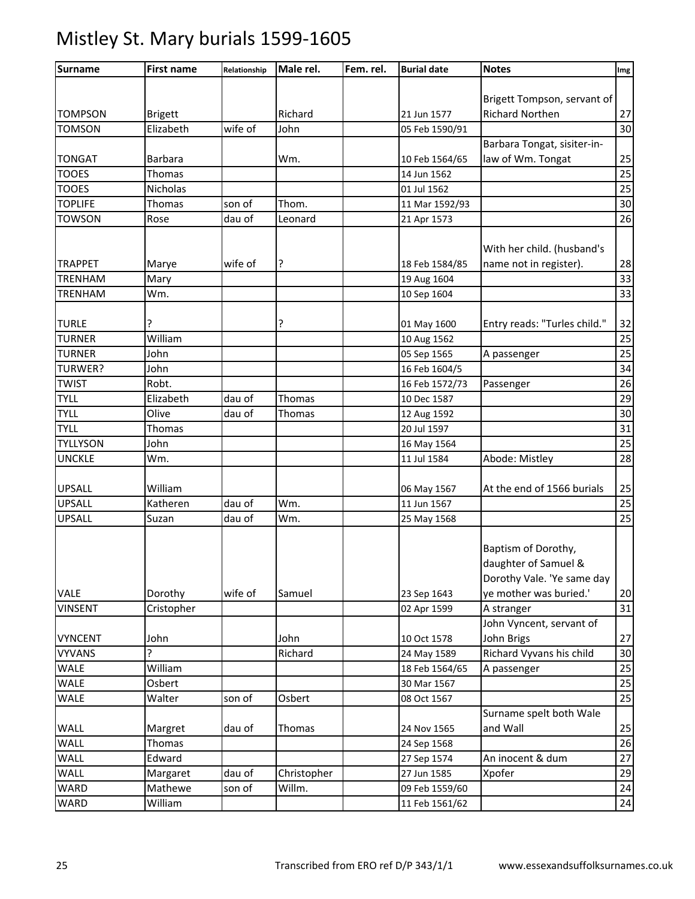# Mistley St. Mary burials 1599-1605

| Surname | First name | Relationship | Male rel. | Fem. rel. | Burial date | Notes | Img |
|---|---|---|---|---|---|---|---|
| TOMPSON | Brigett | | Richard | | 21 Jun 1577 | Brigett Tompson, servant of Richard Northen | 27 |
| TOMSON | Elizabeth | wife of | John | | 05 Feb 1590/91 | | 30 |
| TONGAT | Barbara | | Wm. | | 10 Feb 1564/65 | Barbara Tongat, sisiter-in-law of Wm. Tongat | 25 |
| TOOES | Thomas | | | | 14 Jun 1562 | | 25 |
| TOOES | Nicholas | | | | 01 Jul 1562 | | 25 |
| TOPLIFE | Thomas | son of | Thom. | | 11 Mar 1592/93 | | 30 |
| TOWSON | Rose | dau of | Leonard | | 21 Apr 1573 | | 26 |
| TRAPPET | Marye | wife of | ? | | 18 Feb 1584/85 | With her child. (husband's name not in register). | 28 |
| TRENHAM | Mary | | | | 19 Aug 1604 | | 33 |
| TRENHAM | Wm. | | | | 10 Sep 1604 | | 33 |
| TURLE | ? | | ? | | 01 May 1600 | Entry reads: "Turles child." | 32 |
| TURNER | William | | | | 10 Aug 1562 | | 25 |
| TURNER | John | | | | 05 Sep 1565 | A passenger | 25 |
| TURWER? | John | | | | 16 Feb 1604/5 | | 34 |
| TWIST | Robt. | | | | 16 Feb 1572/73 | Passenger | 26 |
| TYLL | Elizabeth | dau of | Thomas | | 10 Dec 1587 | | 29 |
| TYLL | Olive | dau of | Thomas | | 12 Aug 1592 | | 30 |
| TYLL | Thomas | | | | 20 Jul 1597 | | 31 |
| TYLLYSON | John | | | | 16 May 1564 | | 25 |
| UNCKLE | Wm. | | | | 11 Jul 1584 | Abode: Mistley | 28 |
| UPSALL | William | | | | 06 May 1567 | At the end of 1566 burials | 25 |
| UPSALL | Katheren | dau of | Wm. | | 11 Jun 1567 | | 25 |
| UPSALL | Suzan | dau of | Wm. | | 25 May 1568 | | 25 |
| VALE | Dorothy | wife of | Samuel | | 23 Sep 1643 | Baptism of Dorothy, daughter of Samuel & Dorothy Vale. 'Ye same day ye mother was buried.' | 20 |
| VINSENT | Cristopher | | | | 02 Apr 1599 | A stranger | 31 |
| VYNCENT | John | | John | | 10 Oct 1578 | John Vyncent, servant of John Brigs | 27 |
| VYVANS | ? | | Richard | | 24 May 1589 | Richard Vyvans his child | 30 |
| WALE | William | | | | 18 Feb 1564/65 | A passenger | 25 |
| WALE | Osbert | | | | 30 Mar 1567 | | 25 |
| WALE | Walter | son of | Osbert | | 08 Oct 1567 | | 25 |
| WALL | Margret | dau of | Thomas | | 24 Nov 1565 | Surname spelt both Wale and Wall | 25 |
| WALL | Thomas | | | | 24 Sep 1568 | | 26 |
| WALL | Edward | | | | 27 Sep 1574 | An inocent & dum | 27 |
| WALL | Margaret | dau of | Christopher | | 27 Jun 1585 | Xpofer | 29 |
| WARD | Mathewe | son of | Willm. | | 09 Feb 1559/60 | | 24 |
| WARD | William | | | | 11 Feb 1561/62 | | 24 |

Transcribed from ERO ref D/P 343/1/1    www.essexandsuffolksurnames.co.uk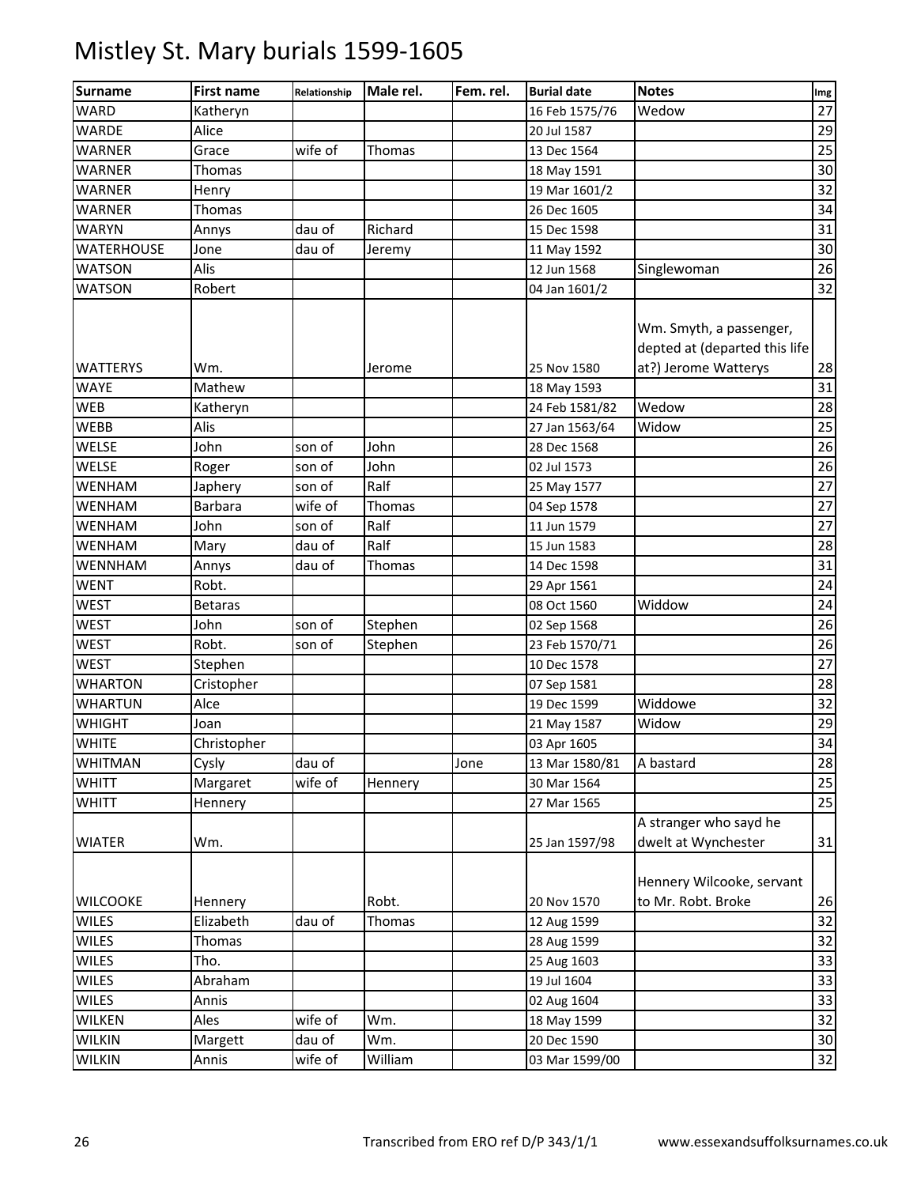# Mistley St. Mary burials 1599-1605

| Surname | First name | Relationship | Male rel. | Fem. rel. | Burial date | Notes | Img |
|---|---|---|---|---|---|---|---|
| WARD | Katheryn | | | | 16 Feb 1575/76 | Wedow | 27 |
| WARDE | Alice | | | | 20 Jul 1587 | | 29 |
| WARNER | Grace | wife of | Thomas | | 13 Dec 1564 | | 25 |
| WARNER | Thomas | | | | 18 May 1591 | | 30 |
| WARNER | Henry | | | | 19 Mar 1601/2 | | 32 |
| WARNER | Thomas | | | | 26 Dec 1605 | | 34 |
| WARYN | Annys | dau of | Richard | | 15 Dec 1598 | | 31 |
| WATERHOUSE | Jone | dau of | Jeremy | | 11 May 1592 | | 30 |
| WATSON | Alis | | | | 12 Jun 1568 | Singlewoman | 26 |
| WATSON | Robert | | | | 04 Jan 1601/2 | | 32 |
| WATTERYS | Wm. | | Jerome | | 25 Nov 1580 | Wm. Smyth, a passenger, depted at (departed this life at?) Jerome Watterys | 28 |
| WAYE | Mathew | | | | 18 May 1593 | | 31 |
| WEB | Katheryn | | | | 24 Feb 1581/82 | Wedow | 28 |
| WEBB | Alis | | | | 27 Jan 1563/64 | Widow | 25 |
| WELSE | John | son of | John | | 28 Dec 1568 | | 26 |
| WELSE | Roger | son of | John | | 02 Jul 1573 | | 26 |
| WENHAM | Japhery | son of | Ralf | | 25 May 1577 | | 27 |
| WENHAM | Barbara | wife of | Thomas | | 04 Sep 1578 | | 27 |
| WENHAM | John | son of | Ralf | | 11 Jun 1579 | | 27 |
| WENHAM | Mary | dau of | Ralf | | 15 Jun 1583 | | 28 |
| WENNHAM | Annys | dau of | Thomas | | 14 Dec 1598 | | 31 |
| WENT | Robt. | | | | 29 Apr 1561 | | 24 |
| WEST | Betaras | | | | 08 Oct 1560 | Widdow | 24 |
| WEST | John | son of | Stephen | | 02 Sep 1568 | | 26 |
| WEST | Robt. | son of | Stephen | | 23 Feb 1570/71 | | 26 |
| WEST | Stephen | | | | 10 Dec 1578 | | 27 |
| WHARTON | Cristopher | | | | 07 Sep 1581 | | 28 |
| WHARTUN | Alce | | | | 19 Dec 1599 | Widdowe | 32 |
| WHIGHT | Joan | | | | 21 May 1587 | Widow | 29 |
| WHITE | Christopher | | | | 03 Apr 1605 | | 34 |
| WHITMAN | Cysly | dau of | | Jone | 13 Mar 1580/81 | A bastard | 28 |
| WHITT | Margaret | wife of | Hennery | | 30 Mar 1564 | | 25 |
| WHITT | Hennery | | | | 27 Mar 1565 | | 25 |
| WIATER | Wm. | | | | 25 Jan 1597/98 | A stranger who sayd he dwelt at Wynchester | 31 |
| WILCOOKE | Hennery | | Robt. | | 20 Nov 1570 | Hennery Wilcooke, servant to Mr. Robt. Broke | 26 |
| WILES | Elizabeth | dau of | Thomas | | 12 Aug 1599 | | 32 |
| WILES | Thomas | | | | 28 Aug 1599 | | 32 |
| WILES | Tho. | | | | 25 Aug 1603 | | 33 |
| WILES | Abraham | | | | 19 Jul 1604 | | 33 |
| WILES | Annis | | | | 02 Aug 1604 | | 33 |
| WILKEN | Ales | wife of | Wm. | | 18 May 1599 | | 32 |
| WILKIN | Margett | dau of | Wm. | | 20 Dec 1590 | | 30 |
| WILKIN | Annis | wife of | William | | 03 Mar 1599/00 | | 32 |

Transcribed from ERO ref D/P 343/1/1 www.essexandsuffolksurnames.co.uk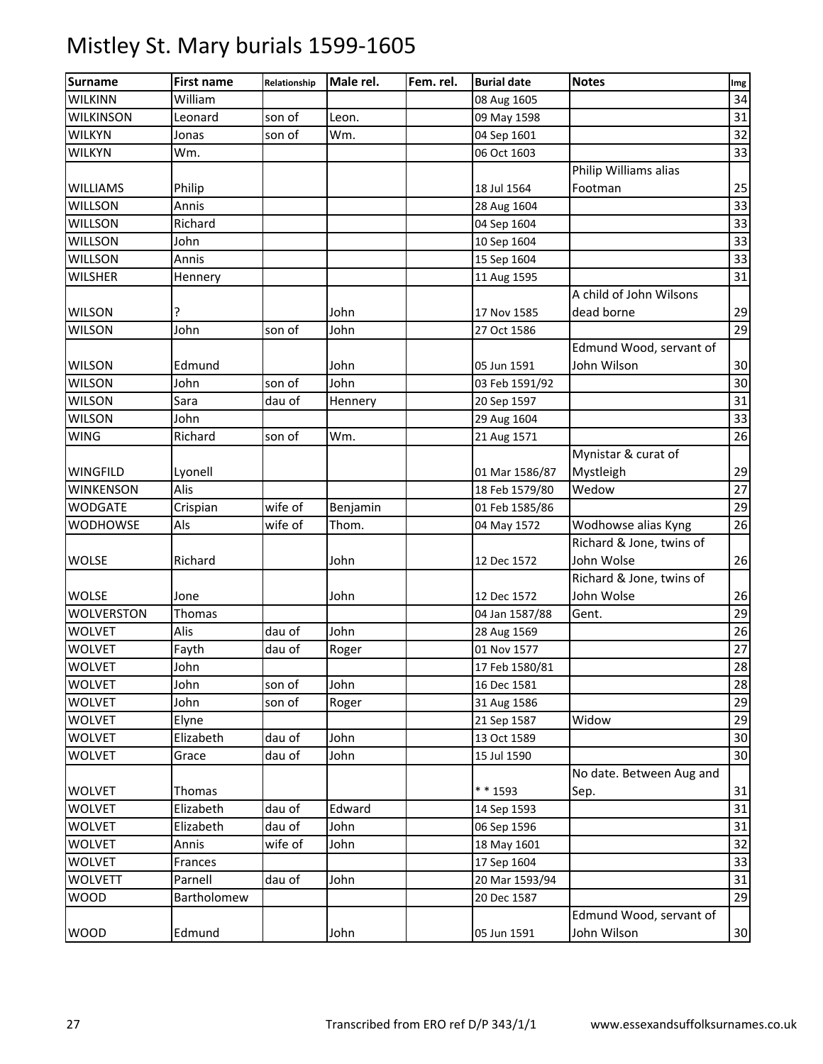# Mistley St. Mary burials 1599-1605

| Surname | First name | Relationship | Male rel. | Fem. rel. | Burial date | Notes | Img |
|---|---|---|---|---|---|---|---|
| WILKINN | William | | | | 08 Aug 1605 | | 34 |
| WILKINSON | Leonard | son of | Leon. | | 09 May 1598 | | 31 |
| WILKYN | Jonas | son of | Wm. | | 04 Sep 1601 | | 32 |
| WILKYN | Wm. | | | | 06 Oct 1603 | | 33 |
| WILLIAMS | Philip | | | | 18 Jul 1564 | Philip Williams alias Footman | 25 |
| WILLSON | Annis | | | | 28 Aug 1604 | | 33 |
| WILLSON | Richard | | | | 04 Sep 1604 | | 33 |
| WILLSON | John | | | | 10 Sep 1604 | | 33 |
| WILLSON | Annis | | | | 15 Sep 1604 | | 33 |
| WILSHER | Hennery | | | | 11 Aug 1595 | | 31 |
| WILSON | ? | | John | | 17 Nov 1585 | A child of John Wilsons dead borne | 29 |
| WILSON | John | son of | John | | 27 Oct 1586 | | 29 |
| WILSON | Edmund | | John | | 05 Jun 1591 | Edmund Wood, servant of John Wilson | 30 |
| WILSON | John | son of | John | | 03 Feb 1591/92 | | 30 |
| WILSON | Sara | dau of | Hennery | | 20 Sep 1597 | | 31 |
| WILSON | John | | | | 29 Aug 1604 | | 33 |
| WING | Richard | son of | Wm. | | 21 Aug 1571 | | 26 |
| WINGFILD | Lyonell | | | | 01 Mar 1586/87 | Mynistar & curat of Mystleigh | 29 |
| WINKENSON | Alis | | | | 18 Feb 1579/80 | Wedow | 27 |
| WODGATE | Crispian | wife of | Benjamin | | 01 Feb 1585/86 | | 29 |
| WODHOWSE | Als | wife of | Thom. | | 04 May 1572 | Wodhowse alias Kyng | 26 |
| WOLSE | Richard | | John | | 12 Dec 1572 | Richard & Jone, twins of John Wolse | 26 |
| WOLSE | Jone | | John | | 12 Dec 1572 | Richard & Jone, twins of John Wolse | 26 |
| WOLVERSTON | Thomas | | | | 04 Jan 1587/88 | Gent. | 29 |
| WOLVET | Alis | dau of | John | | 28 Aug 1569 | | 26 |
| WOLVET | Fayth | dau of | Roger | | 01 Nov 1577 | | 27 |
| WOLVET | John | | | | 17 Feb 1580/81 | | 28 |
| WOLVET | John | son of | John | | 16 Dec 1581 | | 28 |
| WOLVET | John | son of | Roger | | 31 Aug 1586 | | 29 |
| WOLVET | Elyne | | | | 21 Sep 1587 | Widow | 29 |
| WOLVET | Elizabeth | dau of | John | | 13 Oct 1589 | | 30 |
| WOLVET | Grace | dau of | John | | 15 Jul 1590 | | 30 |
| WOLVET | Thomas | | | | * * 1593 | No date. Between Aug and Sep. | 31 |
| WOLVET | Elizabeth | dau of | Edward | | 14 Sep 1593 | | 31 |
| WOLVET | Elizabeth | dau of | John | | 06 Sep 1596 | | 31 |
| WOLVET | Annis | wife of | John | | 18 May 1601 | | 32 |
| WOLVET | Frances | | | | 17 Sep 1604 | | 33 |
| WOLVETT | Parnell | dau of | John | | 20 Mar 1593/94 | | 31 |
| WOOD | Bartholomew | | | | 20 Dec 1587 | | 29 |
| WOOD | Edmund | | John | | 05 Jun 1591 | Edmund Wood, servant of John Wilson | 30 |

Transcribed from ERO ref D/P 343/1/1 www.essexandsuffolksurnames.co.uk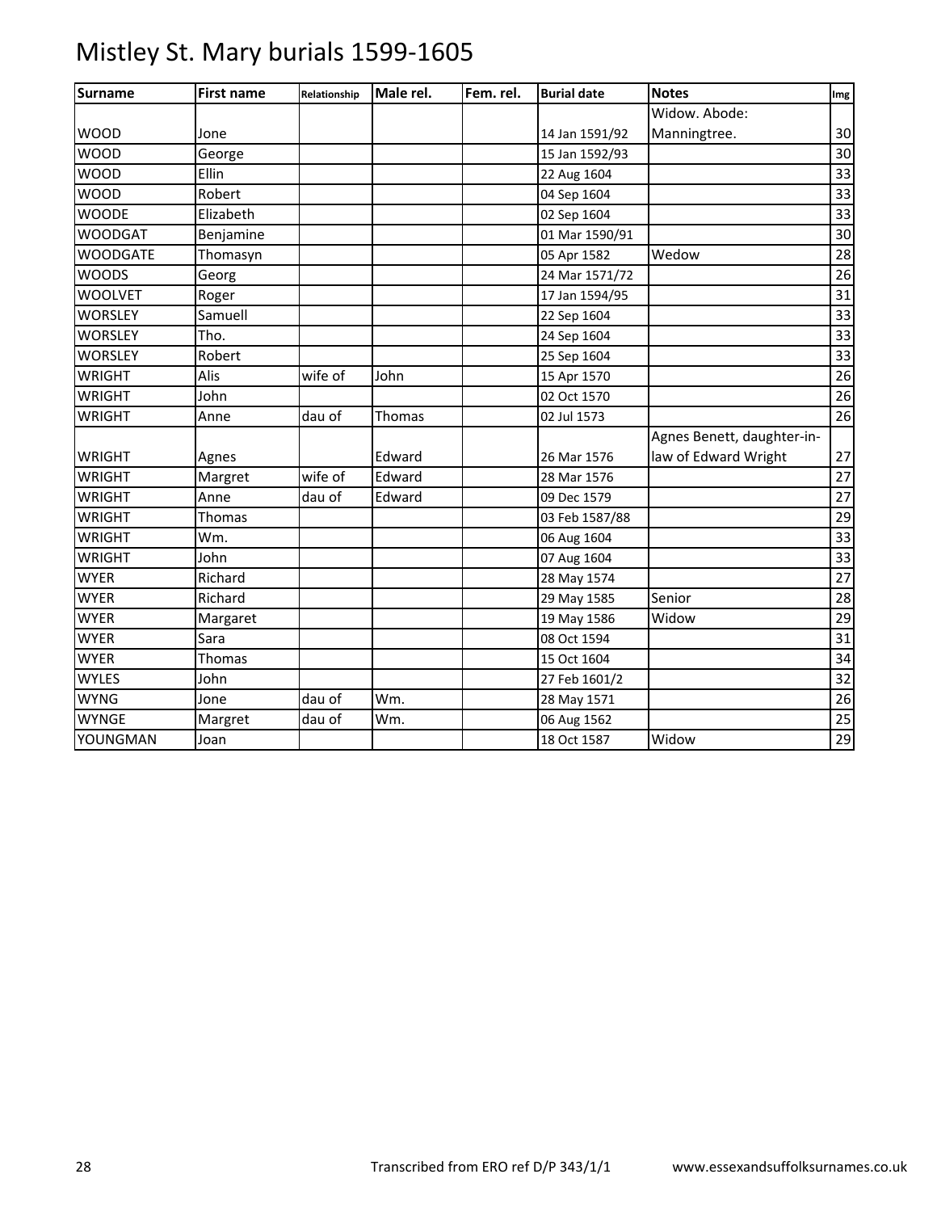# Mistley St. Mary burials 1599-1605

| Surname | First name | Relationship | Male rel. | Fem. rel. | Burial date | Notes | Img |
|---|---|---|---|---|---|---|---|
| WOOD | Jone | | | | 14 Jan 1591/92 | Widow. Abode: Manningtree. | 30 |
| WOOD | George | | | | 15 Jan 1592/93 | | 30 |
| WOOD | Ellin | | | | 22 Aug 1604 | | 33 |
| WOOD | Robert | | | | 04 Sep 1604 | | 33 |
| WOODE | Elizabeth | | | | 02 Sep 1604 | | 33 |
| WOODGAT | Benjamine | | | | 01 Mar 1590/91 | | 30 |
| WOODGATE | Thomasyn | | | | 05 Apr 1582 | Wedow | 28 |
| WOODS | Georg | | | | 24 Mar 1571/72 | | 26 |
| WOOLVET | Roger | | | | 17 Jan 1594/95 | | 31 |
| WORSLEY | Samuell | | | | 22 Sep 1604 | | 33 |
| WORSLEY | Tho. | | | | 24 Sep 1604 | | 33 |
| WORSLEY | Robert | | | | 25 Sep 1604 | | 33 |
| WRIGHT | Alis | wife of | John | | 15 Apr 1570 | | 26 |
| WRIGHT | John | | | | 02 Oct 1570 | | 26 |
| WRIGHT | Anne | dau of | Thomas | | 02 Jul 1573 | | 26 |
| WRIGHT | Agnes | | Edward | | 26 Mar 1576 | Agnes Benett, daughter-in-law of Edward Wright | 27 |
| WRIGHT | Margret | wife of | Edward | | 28 Mar 1576 | | 27 |
| WRIGHT | Anne | dau of | Edward | | 09 Dec 1579 | | 27 |
| WRIGHT | Thomas | | | | 03 Feb 1587/88 | | 29 |
| WRIGHT | Wm. | | | | 06 Aug 1604 | | 33 |
| WRIGHT | John | | | | 07 Aug 1604 | | 33 |
| WYER | Richard | | | | 28 May 1574 | | 27 |
| WYER | Richard | | | | 29 May 1585 | Senior | 28 |
| WYER | Margaret | | | | 19 May 1586 | Widow | 29 |
| WYER | Sara | | | | 08 Oct 1594 | | 31 |
| WYER | Thomas | | | | 15 Oct 1604 | | 34 |
| WYLES | John | | | | 27 Feb 1601/2 | | 32 |
| WYNG | Jone | dau of | Wm. | | 28 May 1571 | | 26 |
| WYNGE | Margret | dau of | Wm. | | 06 Aug 1562 | | 25 |
| YOUNGMAN | Joan | | | | 18 Oct 1587 | Widow | 29 |

Transcribed from ERO ref D/P 343/1/1 www.essexandsuffolksurnames.co.uk